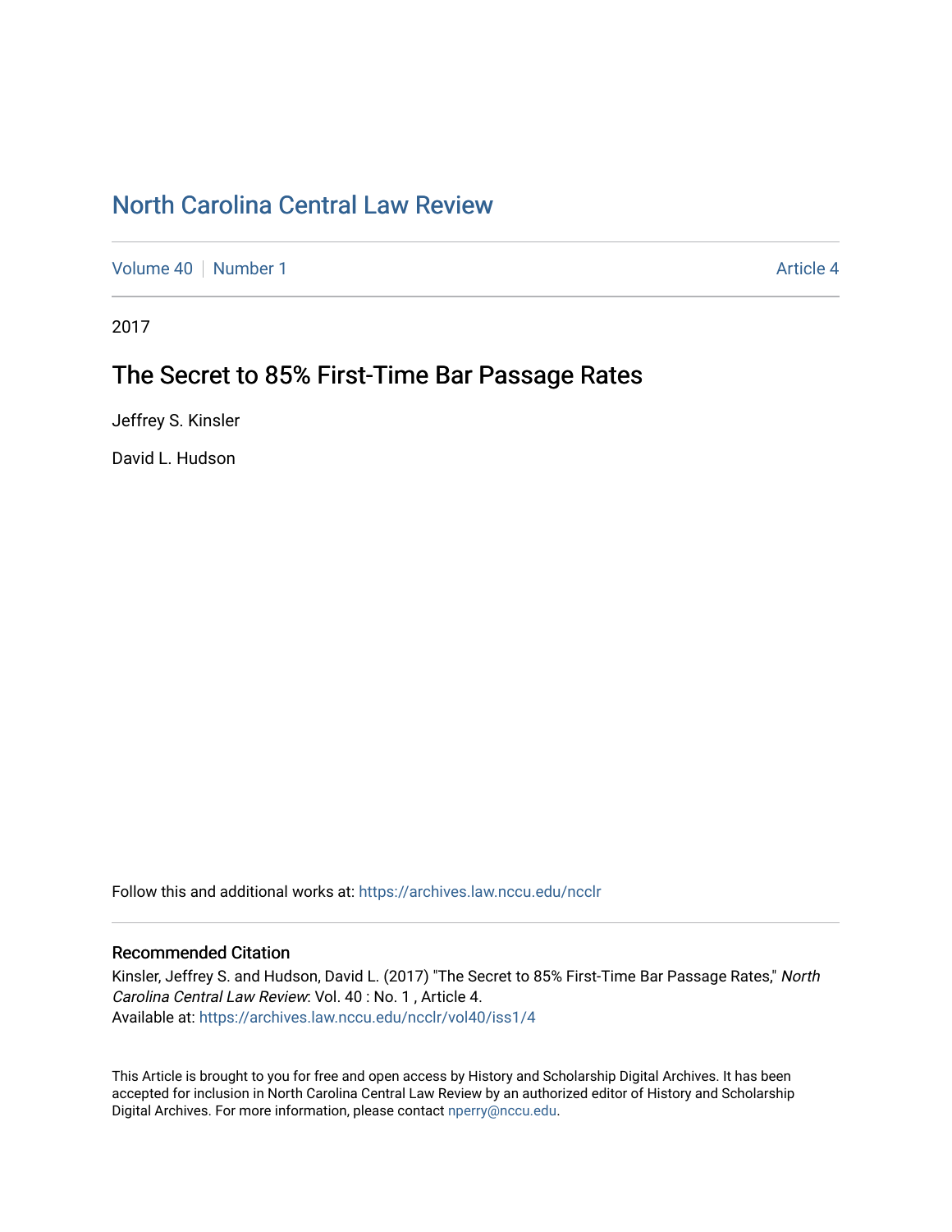# North Carolina Central Law Review

Volume 40 | Number 1 Article 4

2017

## The Secret to 85% First-Time Bar Passage Rates

Jeffrey S. Kinsler

David L. Hudson

Follow this and additional works at: https://archives.law.nccu.edu/ncclr

### Recommended Citation

Kinsler, Jeffrey S. and Hudson, David L. (2017) "The Secret to 85% First-Time Bar Passage Rates," *North Carolina Central Law Review*: Vol. 40 : No. 1 , Article 4.
Available at: https://archives.law.nccu.edu/ncclr/vol40/iss1/4

This Article is brought to you for free and open access by History and Scholarship Digital Archives. It has been accepted for inclusion in North Carolina Central Law Review by an authorized editor of History and Scholarship Digital Archives. For more information, please contact nperry@nccu.edu.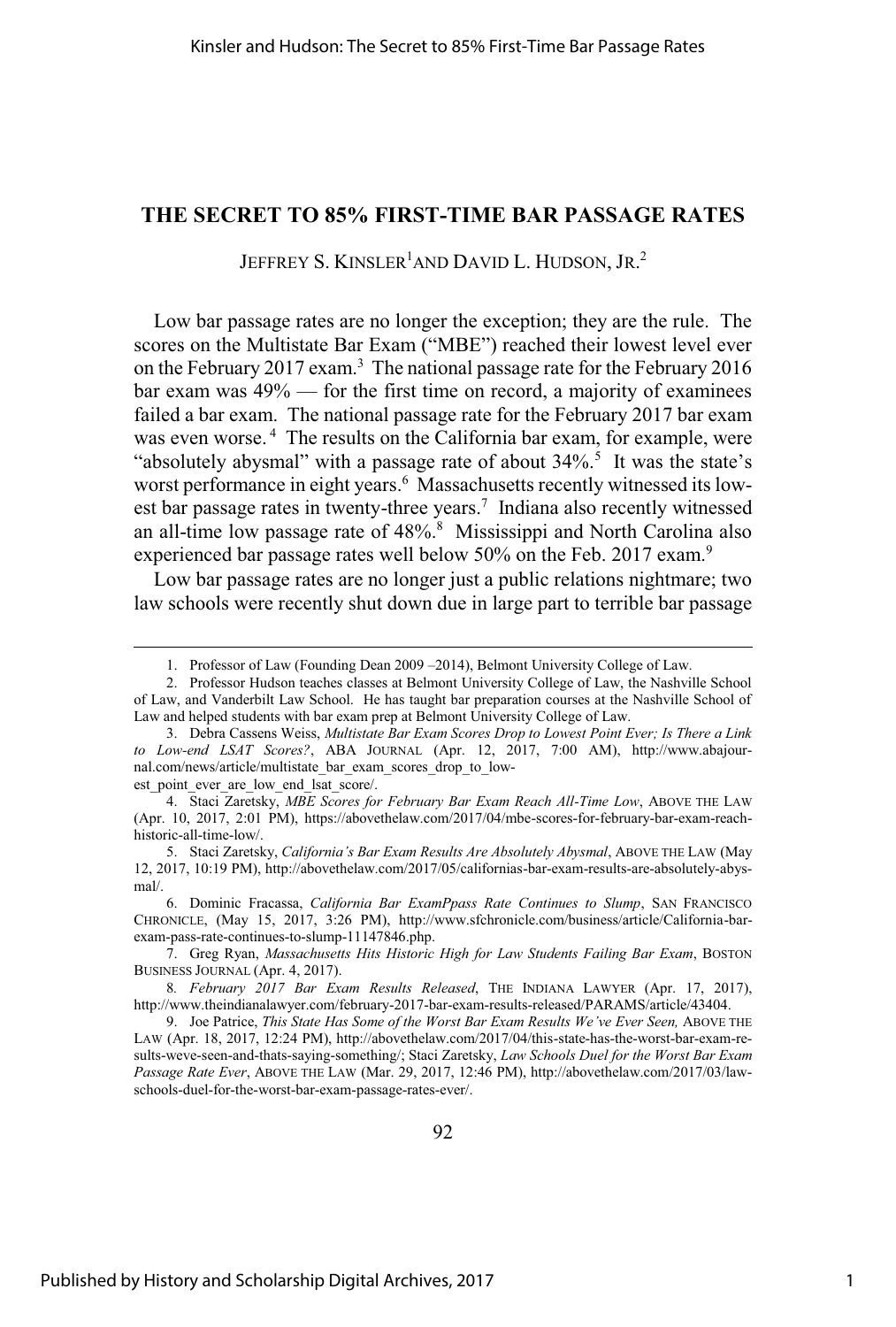# THE SECRET TO 85% FIRST-TIME BAR PASSAGE RATES

JEFFREY S. KINSLER[1] AND DAVID L. HUDSON, JR.[2]

Low bar passage rates are no longer the exception; they are the rule. The scores on the Multistate Bar Exam ("MBE") reached their lowest level ever on the February 2017 exam.[3] The national passage rate for the February 2016 bar exam was 49% — for the first time on record, a majority of examinees failed a bar exam. The national passage rate for the February 2017 bar exam was even worse.[4] The results on the California bar exam, for example, were "absolutely abysmal" with a passage rate of about 34%.[5] It was the state's worst performance in eight years.[6] Massachusetts recently witnessed its lowest bar passage rates in twenty-three years.[7] Indiana also recently witnessed an all-time low passage rate of 48%.[8] Mississippi and North Carolina also experienced bar passage rates well below 50% on the Feb. 2017 exam.[9]

Low bar passage rates are no longer just a public relations nightmare; two law schools were recently shut down due in large part to terrible bar passage

---

1. Professor of Law (Founding Dean 2009 –2014), Belmont University College of Law.

2. Professor Hudson teaches classes at Belmont University College of Law, the Nashville School of Law, and Vanderbilt Law School. He has taught bar preparation courses at the Nashville School of Law and helped students with bar exam prep at Belmont University College of Law.

3. Debra Cassens Weiss, *Multistate Bar Exam Scores Drop to Lowest Point Ever; Is There a Link to Low-end LSAT Scores?*, ABA JOURNAL (Apr. 12, 2017, 7:00 AM), http://www.abajournal.com/news/article/multistate_bar_exam_scores_drop_to_lowest_point_ever_are_low_end_lsat_score/.

4. Staci Zaretsky, *MBE Scores for February Bar Exam Reach All-Time Low*, ABOVE THE LAW (Apr. 10, 2017, 2:01 PM), https://abovethelaw.com/2017/04/mbe-scores-for-february-bar-exam-reach-historic-all-time-low/.

5. Staci Zaretsky, *California's Bar Exam Results Are Absolutely Abysmal*, ABOVE THE LAW (May 12, 2017, 10:19 PM), http://abovethelaw.com/2017/05/californias-bar-exam-results-are-absolutely-abysmal/.

6. Dominic Fracassa, *California Bar ExamPpass Rate Continues to Slump*, SAN FRANCISCO CHRONICLE, (May 15, 2017, 3:26 PM), http://www.sfchronicle.com/business/article/California-bar-exam-pass-rate-continues-to-slump-11147846.php.

7. Greg Ryan, *Massachusetts Hits Historic High for Law Students Failing Bar Exam*, BOSTON BUSINESS JOURNAL (Apr. 4, 2017).

8. *February 2017 Bar Exam Results Released*, THE INDIANA LAWYER (Apr. 17, 2017), http://www.theindianalawyer.com/february-2017-bar-exam-results-released/PARAMS/article/43404.

9. Joe Patrice, *This State Has Some of the Worst Bar Exam Results We've Ever Seen,* ABOVE THE LAW (Apr. 18, 2017, 12:24 PM), http://abovethelaw.com/2017/04/this-state-has-the-worst-bar-exam-results-weve-seen-and-thats-saying-something/; Staci Zaretsky, *Law Schools Duel for the Worst Bar Exam Passage Rate Ever*, ABOVE THE LAW (Mar. 29, 2017, 12:46 PM), http://abovethelaw.com/2017/03/law-schools-duel-for-the-worst-bar-exam-passage-rates-ever/.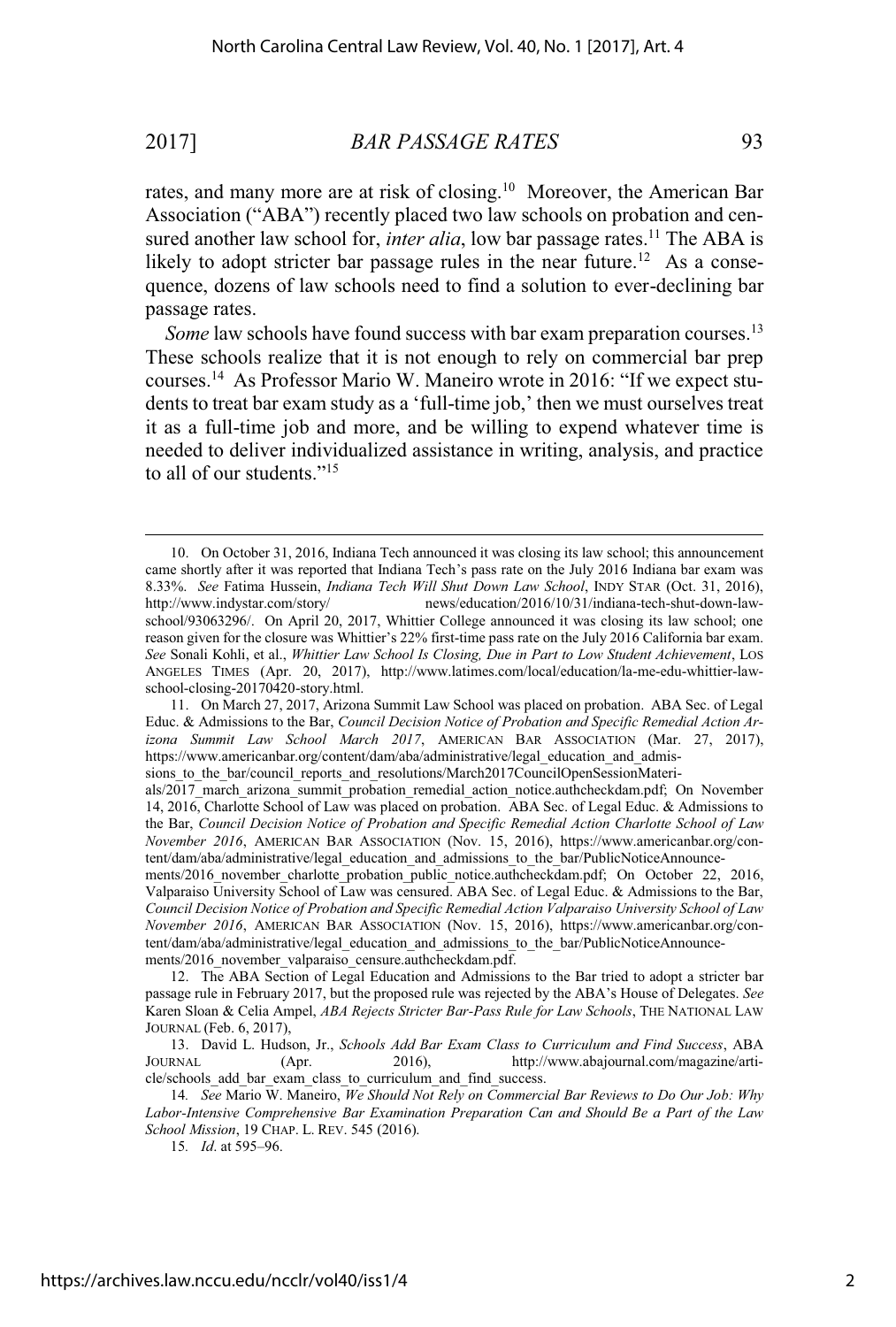rates, and many more are at risk of closing.[10] Moreover, the American Bar Association ("ABA") recently placed two law schools on probation and censured another law school for, *inter alia*, low bar passage rates.[11] The ABA is likely to adopt stricter bar passage rules in the near future.[12] As a consequence, dozens of law schools need to find a solution to ever-declining bar passage rates.

*Some* law schools have found success with bar exam preparation courses.[13] These schools realize that it is not enough to rely on commercial bar prep courses.[14] As Professor Mario W. Maneiro wrote in 2016: "If we expect students to treat bar exam study as a 'full-time job,' then we must ourselves treat it as a full-time job and more, and be willing to expend whatever time is needed to deliver individualized assistance in writing, analysis, and practice to all of our students."[15]

---

10. On October 31, 2016, Indiana Tech announced it was closing its law school; this announcement came shortly after it was reported that Indiana Tech's pass rate on the July 2016 Indiana bar exam was 8.33%. *See* Fatima Hussein, *Indiana Tech Will Shut Down Law School*, INDY STAR (Oct. 31, 2016), http://www.indystar.com/story/ news/education/2016/10/31/indiana-tech-shut-down-law-school/93063296/. On April 20, 2017, Whittier College announced it was closing its law school; one reason given for the closure was Whittier's 22% first-time pass rate on the July 2016 California bar exam. *See* Sonali Kohli, et al., *Whittier Law School Is Closing, Due in Part to Low Student Achievement*, LOS ANGELES TIMES (Apr. 20, 2017), http://www.latimes.com/local/education/la-me-edu-whittier-law-school-closing-20170420-story.html.

11. On March 27, 2017, Arizona Summit Law School was placed on probation. ABA Sec. of Legal Educ. & Admissions to the Bar, *Council Decision Notice of Probation and Specific Remedial Action Arizona Summit Law School March 2017*, AMERICAN BAR ASSOCIATION (Mar. 27, 2017), https://www.americanbar.org/content/dam/aba/administrative/legal_education_and_admissions_to_the_bar/council_reports_and_resolutions/March2017CouncilOpenSessionMaterials/2017_march_arizona_summit_probation_remedial_action_notice.authcheckdam.pdf; On November 14, 2016, Charlotte School of Law was placed on probation. ABA Sec. of Legal Educ. & Admissions to the Bar, *Council Decision Notice of Probation and Specific Remedial Action Charlotte School of Law November 2016*, AMERICAN BAR ASSOCIATION (Nov. 15, 2016), https://www.americanbar.org/content/dam/aba/administrative/legal_education_and_admissions_to_the_bar/PublicNoticeAnnouncements/2016_november_charlotte_probation_public_notice.authcheckdam.pdf; On October 22, 2016, Valparaiso University School of Law was censured. ABA Sec. of Legal Educ. & Admissions to the Bar, *Council Decision Notice of Probation and Specific Remedial Action Valparaiso University School of Law November 2016*, AMERICAN BAR ASSOCIATION (Nov. 15, 2016), https://www.americanbar.org/content/dam/aba/administrative/legal_education_and_admissions_to_the_bar/PublicNoticeAnnouncements/2016_november_valparaiso_censure.authcheckdam.pdf.

12. The ABA Section of Legal Education and Admissions to the Bar tried to adopt a stricter bar passage rule in February 2017, but the proposed rule was rejected by the ABA's House of Delegates. *See* Karen Sloan & Celia Ampel, *ABA Rejects Stricter Bar-Pass Rule for Law Schools*, THE NATIONAL LAW JOURNAL (Feb. 6, 2017),

13. David L. Hudson, Jr., *Schools Add Bar Exam Class to Curriculum and Find Success*, ABA JOURNAL (Apr. 2016), http://www.abajournal.com/magazine/article/schools_add_bar_exam_class_to_curriculum_and_find_success.

14. *See* Mario W. Maneiro, *We Should Not Rely on Commercial Bar Reviews to Do Our Job: Why Labor-Intensive Comprehensive Bar Examination Preparation Can and Should Be a Part of the Law School Mission*, 19 CHAP. L. REV. 545 (2016).

15. *Id.* at 595–96.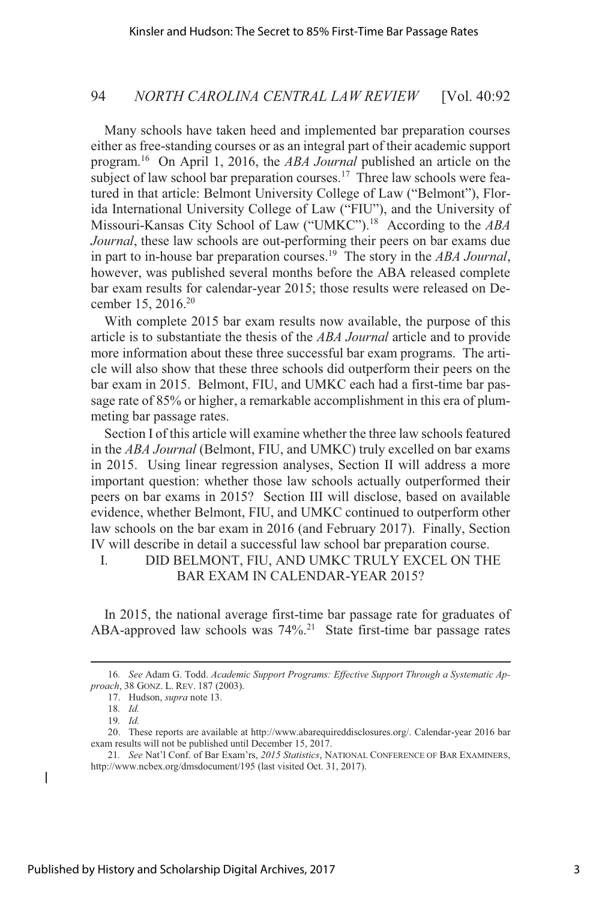Many schools have taken heed and implemented bar preparation courses either as free-standing courses or as an integral part of their academic support program.[16] On April 1, 2016, the *ABA Journal* published an article on the subject of law school bar preparation courses.[17] Three law schools were featured in that article: Belmont University College of Law ("Belmont"), Florida International University College of Law ("FIU"), and the University of Missouri-Kansas City School of Law ("UMKC").[18] According to the *ABA Journal*, these law schools are out-performing their peers on bar exams due in part to in-house bar preparation courses.[19] The story in the *ABA Journal*, however, was published several months before the ABA released complete bar exam results for calendar-year 2015; those results were released on December 15, 2016.[20]

With complete 2015 bar exam results now available, the purpose of this article is to substantiate the thesis of the *ABA Journal* article and to provide more information about these three successful bar exam programs. The article will also show that these three schools did outperform their peers on the bar exam in 2015. Belmont, FIU, and UMKC each had a first-time bar passage rate of 85% or higher, a remarkable accomplishment in this era of plummeting bar passage rates.

Section I of this article will examine whether the three law schools featured in the *ABA Journal* (Belmont, FIU, and UMKC) truly excelled on bar exams in 2015. Using linear regression analyses, Section II will address a more important question: whether those law schools actually outperformed their peers on bar exams in 2015? Section III will disclose, based on available evidence, whether Belmont, FIU, and UMKC continued to outperform other law schools on the bar exam in 2016 (and February 2017). Finally, Section IV will describe in detail a successful law school bar preparation course.

## I. DID BELMONT, FIU, AND UMKC TRULY EXCEL ON THE BAR EXAM IN CALENDAR-YEAR 2015?

In 2015, the national average first-time bar passage rate for graduates of ABA-approved law schools was 74%.[21] State first-time bar passage rates

---

16. *See* Adam G. Todd. *Academic Support Programs: Effective Support Through a Systematic Approach*, 38 GONZ. L. REV. 187 (2003).

17. Hudson, *supra* note 13.

18. *Id.*

19. *Id.*

20. These reports are available at http://www.abarequireddisclosures.org/. Calendar-year 2016 bar exam results will not be published until December 15, 2017.

21. *See* Nat'l Conf. of Bar Exam'rs, *2015 Statistics*, NATIONAL CONFERENCE OF BAR EXAMINERS, http://www.ncbex.org/dmsdocument/195 (last visited Oct. 31, 2017).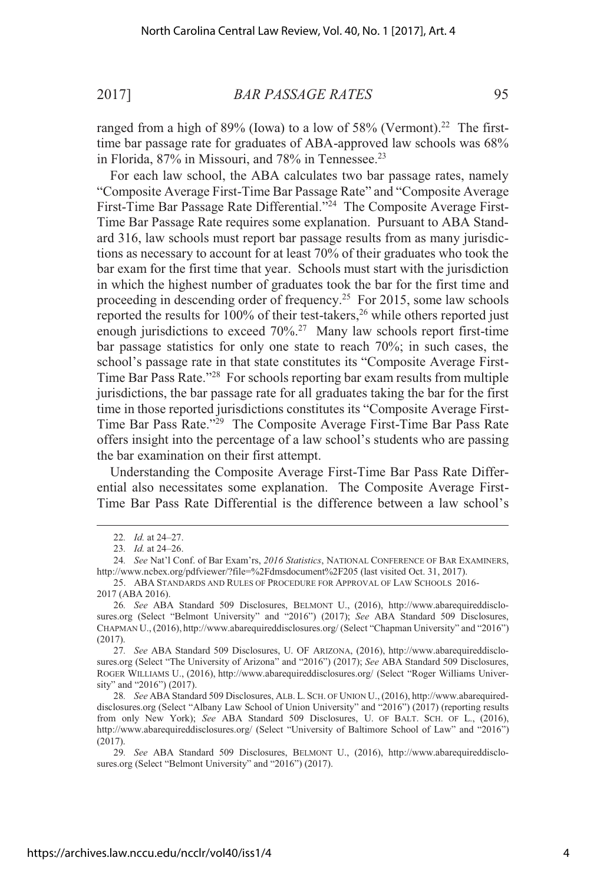ranged from a high of 89% (Iowa) to a low of 58% (Vermont).[22] The first-time bar passage rate for graduates of ABA-approved law schools was 68% in Florida, 87% in Missouri, and 78% in Tennessee.[23]

For each law school, the ABA calculates two bar passage rates, namely "Composite Average First-Time Bar Passage Rate" and "Composite Average First-Time Bar Passage Rate Differential."[24] The Composite Average First-Time Bar Passage Rate requires some explanation. Pursuant to ABA Standard 316, law schools must report bar passage results from as many jurisdictions as necessary to account for at least 70% of their graduates who took the bar exam for the first time that year. Schools must start with the jurisdiction in which the highest number of graduates took the bar for the first time and proceeding in descending order of frequency.[25] For 2015, some law schools reported the results for 100% of their test-takers,[26] while others reported just enough jurisdictions to exceed 70%.[27] Many law schools report first-time bar passage statistics for only one state to reach 70%; in such cases, the school's passage rate in that state constitutes its "Composite Average First-Time Bar Pass Rate."[28] For schools reporting bar exam results from multiple jurisdictions, the bar passage rate for all graduates taking the bar for the first time in those reported jurisdictions constitutes its "Composite Average First-Time Bar Pass Rate."[29] The Composite Average First-Time Bar Pass Rate offers insight into the percentage of a law school's students who are passing the bar examination on their first attempt.

Understanding the Composite Average First-Time Bar Pass Rate Differential also necessitates some explanation. The Composite Average First-Time Bar Pass Rate Differential is the difference between a law school's

---

22. *Id.* at 24–27.

23. *Id.* at 24–26.

24. *See* Nat'l Conf. of Bar Exam'rs, *2016 Statistics*, NATIONAL CONFERENCE OF BAR EXAMINERS, http://www.ncbex.org/pdfviewer/?file=%2Fdmsdocument%2F205 (last visited Oct. 31, 2017).

25. ABA STANDARDS AND RULES OF PROCEDURE FOR APPROVAL OF LAW SCHOOLS 2016-2017 (ABA 2016).

26. *See* ABA Standard 509 Disclosures, BELMONT U., (2016), http://www.abarequireddisclosures.org (Select "Belmont University" and "2016") (2017); *See* ABA Standard 509 Disclosures, CHAPMAN U., (2016), http://www.abarequireddisclosures.org/ (Select "Chapman University" and "2016") (2017).

27. *See* ABA Standard 509 Disclosures, U. OF ARIZONA, (2016), http://www.abarequireddisclosures.org (Select "The University of Arizona" and "2016") (2017); *See* ABA Standard 509 Disclosures, ROGER WILLIAMS U., (2016), http://www.abarequireddisclosures.org/ (Select "Roger Williams University" and "2016") (2017).

28. *See* ABA Standard 509 Disclosures, ALB. L. SCH. OF UNION U., (2016), http://www.abarequireddisclosures.org (Select "Albany Law School of Union University" and "2016") (2017) (reporting results from only New York); *See* ABA Standard 509 Disclosures, U. OF BALT. SCH. OF L., (2016), http://www.abarequireddisclosures.org/ (Select "University of Baltimore School of Law" and "2016") (2017).

29. *See* ABA Standard 509 Disclosures, BELMONT U., (2016), http://www.abarequireddisclosures.org (Select "Belmont University" and "2016") (2017).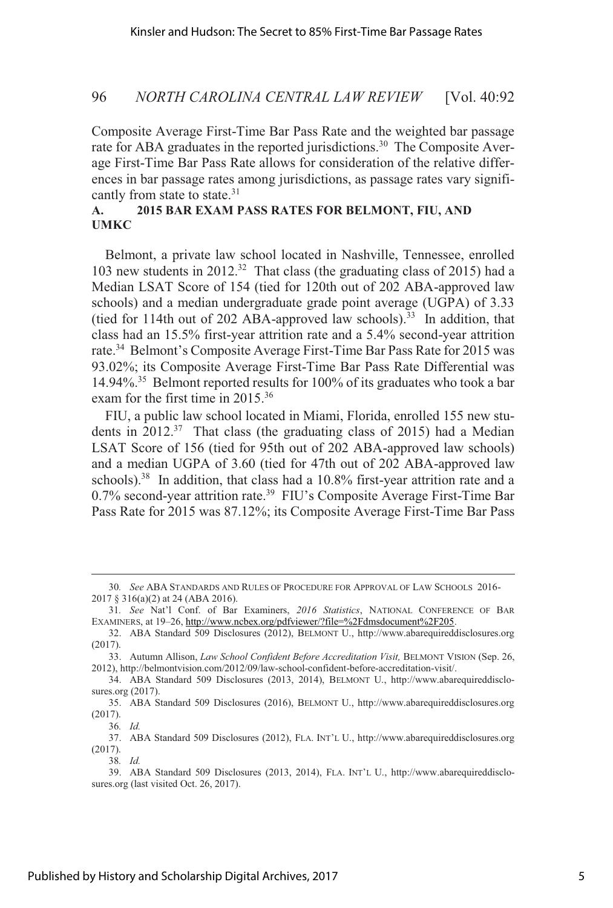Composite Average First-Time Bar Pass Rate and the weighted bar passage rate for ABA graduates in the reported jurisdictions.[30] The Composite Average First-Time Bar Pass Rate allows for consideration of the relative differences in bar passage rates among jurisdictions, as passage rates vary significantly from state to state.[31]

### A. 2015 BAR EXAM PASS RATES FOR BELMONT, FIU, AND UMKC

Belmont, a private law school located in Nashville, Tennessee, enrolled 103 new students in 2012.[32] That class (the graduating class of 2015) had a Median LSAT Score of 154 (tied for 120th out of 202 ABA-approved law schools) and a median undergraduate grade point average (UGPA) of 3.33 (tied for 114th out of 202 ABA-approved law schools).[33] In addition, that class had an 15.5% first-year attrition rate and a 5.4% second-year attrition rate.[34] Belmont's Composite Average First-Time Bar Pass Rate for 2015 was 93.02%; its Composite Average First-Time Bar Pass Rate Differential was 14.94%.[35] Belmont reported results for 100% of its graduates who took a bar exam for the first time in 2015.[36]

FIU, a public law school located in Miami, Florida, enrolled 155 new students in 2012.[37] That class (the graduating class of 2015) had a Median LSAT Score of 156 (tied for 95th out of 202 ABA-approved law schools) and a median UGPA of 3.60 (tied for 47th out of 202 ABA-approved law schools).[38] In addition, that class had a 10.8% first-year attrition rate and a 0.7% second-year attrition rate.[39] FIU's Composite Average First-Time Bar Pass Rate for 2015 was 87.12%; its Composite Average First-Time Bar Pass

---

30. *See* ABA STANDARDS AND RULES OF PROCEDURE FOR APPROVAL OF LAW SCHOOLS 2016-2017 § 316(a)(2) at 24 (ABA 2016).

31. *See* Nat'l Conf. of Bar Examiners, *2016 Statistics*, NATIONAL CONFERENCE OF BAR EXAMINERS, at 19–26, http://www.ncbex.org/pdfviewer/?file=%2Fdmsdocument%2F205.

32. ABA Standard 509 Disclosures (2012), BELMONT U., http://www.abarequireddisclosures.org (2017).

33. Autumn Allison, *Law School Confident Before Accreditation Visit,* BELMONT VISION (Sep. 26, 2012), http://belmontvision.com/2012/09/law-school-confident-before-accreditation-visit/.

34. ABA Standard 509 Disclosures (2013, 2014), BELMONT U., http://www.abarequireddisclosures.org (2017).

35. ABA Standard 509 Disclosures (2016), BELMONT U., http://www.abarequireddisclosures.org (2017).

36. *Id.*

37. ABA Standard 509 Disclosures (2012), FLA. INT'L U., http://www.abarequireddisclosures.org (2017).

38. *Id.*

39. ABA Standard 509 Disclosures (2013, 2014), FLA. INT'L U., http://www.abarequireddisclosures.org (last visited Oct. 26, 2017).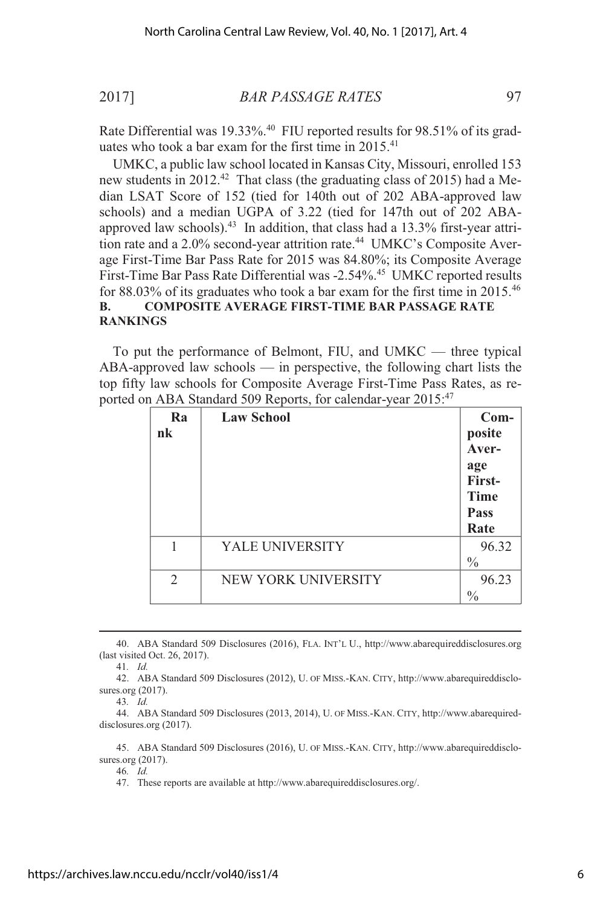Rate Differential was 19.33%.[40] FIU reported results for 98.51% of its graduates who took a bar exam for the first time in 2015.[41]

UMKC, a public law school located in Kansas City, Missouri, enrolled 153 new students in 2012.[42] That class (the graduating class of 2015) had a Median LSAT Score of 152 (tied for 140th out of 202 ABA-approved law schools) and a median UGPA of 3.22 (tied for 147th out of 202 ABA-approved law schools).[43] In addition, that class had a 13.3% first-year attrition rate and a 2.0% second-year attrition rate.[44] UMKC's Composite Average First-Time Bar Pass Rate for 2015 was 84.80%; its Composite Average First-Time Bar Pass Rate Differential was -2.54%.[45] UMKC reported results for 88.03% of its graduates who took a bar exam for the first time in 2015.[46]

### B. COMPOSITE AVERAGE FIRST-TIME BAR PASSAGE RATE RANKINGS

To put the performance of Belmont, FIU, and UMKC — three typical ABA-approved law schools — in perspective, the following chart lists the top fifty law schools for Composite Average First-Time Pass Rates, as reported on ABA Standard 509 Reports, for calendar-year 2015:[47]

| Rank | Law School | Composite Average First-Time Pass Rate |
|---|---|---|
| 1 | YALE UNIVERSITY | 96.32% |
| 2 | NEW YORK UNIVERSITY | 96.23% |

40. ABA Standard 509 Disclosures (2016), FLA. INT'L U., http://www.abarequireddisclosures.org (last visited Oct. 26, 2017).

41. *Id.*

42. ABA Standard 509 Disclosures (2012), U. OF MISS.-KAN. CITY, http://www.abarequireddisclosures.org (2017).

43. *Id.*

44. ABA Standard 509 Disclosures (2013, 2014), U. OF MISS.-KAN. CITY, http://www.abarequireddisclosures.org (2017).

45. ABA Standard 509 Disclosures (2016), U. OF MISS.-KAN. CITY, http://www.abarequireddisclosures.org (2017).

46. *Id.*

47. These reports are available at http://www.abarequireddisclosures.org/.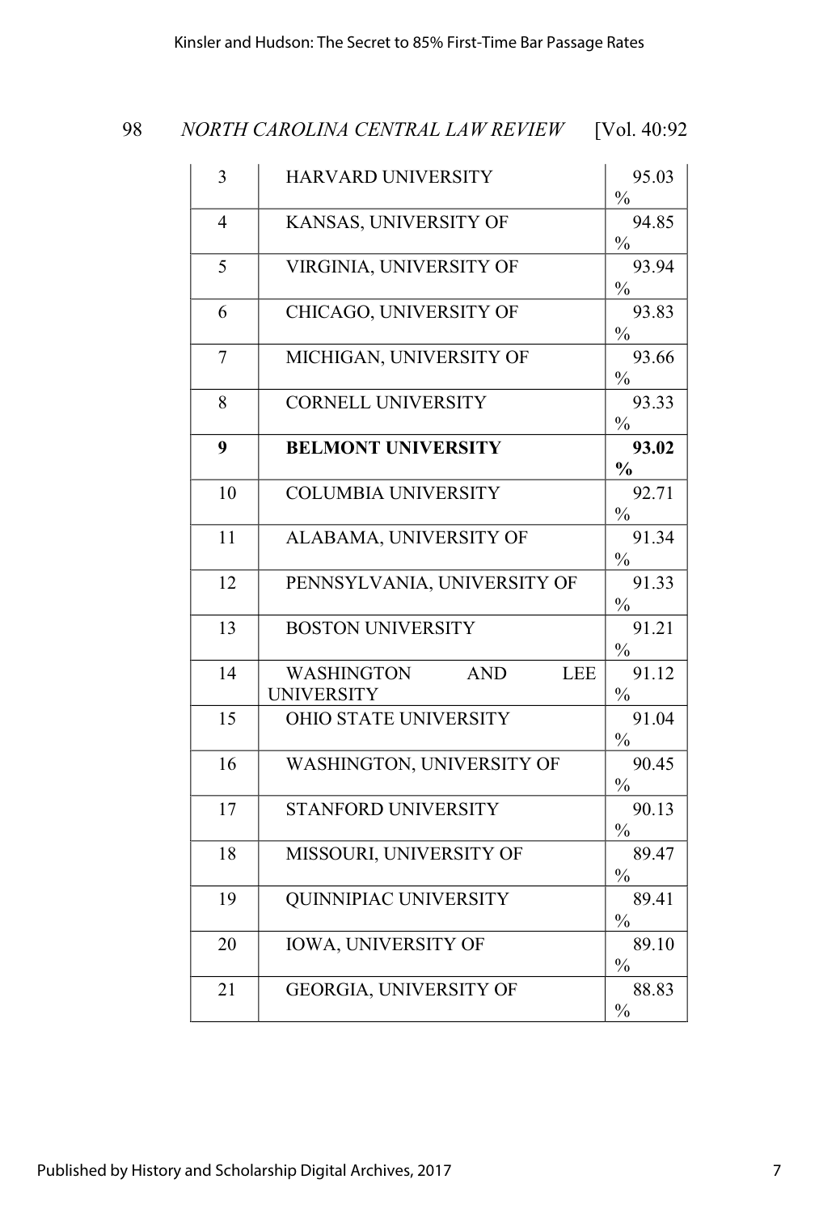| 3 | HARVARD UNIVERSITY | 95.03 % |
|---|---|---|
| 4 | KANSAS, UNIVERSITY OF | 94.85 % |
| 5 | VIRGINIA, UNIVERSITY OF | 93.94 % |
| 6 | CHICAGO, UNIVERSITY OF | 93.83 % |
| 7 | MICHIGAN, UNIVERSITY OF | 93.66 % |
| 8 | CORNELL UNIVERSITY | 93.33 % |
| **9** | **BELMONT UNIVERSITY** | **93.02 %** |
| 10 | COLUMBIA UNIVERSITY | 92.71 % |
| 11 | ALABAMA, UNIVERSITY OF | 91.34 % |
| 12 | PENNSYLVANIA, UNIVERSITY OF | 91.33 % |
| 13 | BOSTON UNIVERSITY | 91.21 % |
| 14 | WASHINGTON AND LEE UNIVERSITY | 91.12 % |
| 15 | OHIO STATE UNIVERSITY | 91.04 % |
| 16 | WASHINGTON, UNIVERSITY OF | 90.45 % |
| 17 | STANFORD UNIVERSITY | 90.13 % |
| 18 | MISSOURI, UNIVERSITY OF | 89.47 % |
| 19 | QUINNIPIAC UNIVERSITY | 89.41 % |
| 20 | IOWA, UNIVERSITY OF | 89.10 % |
| 21 | GEORGIA, UNIVERSITY OF | 88.83 % |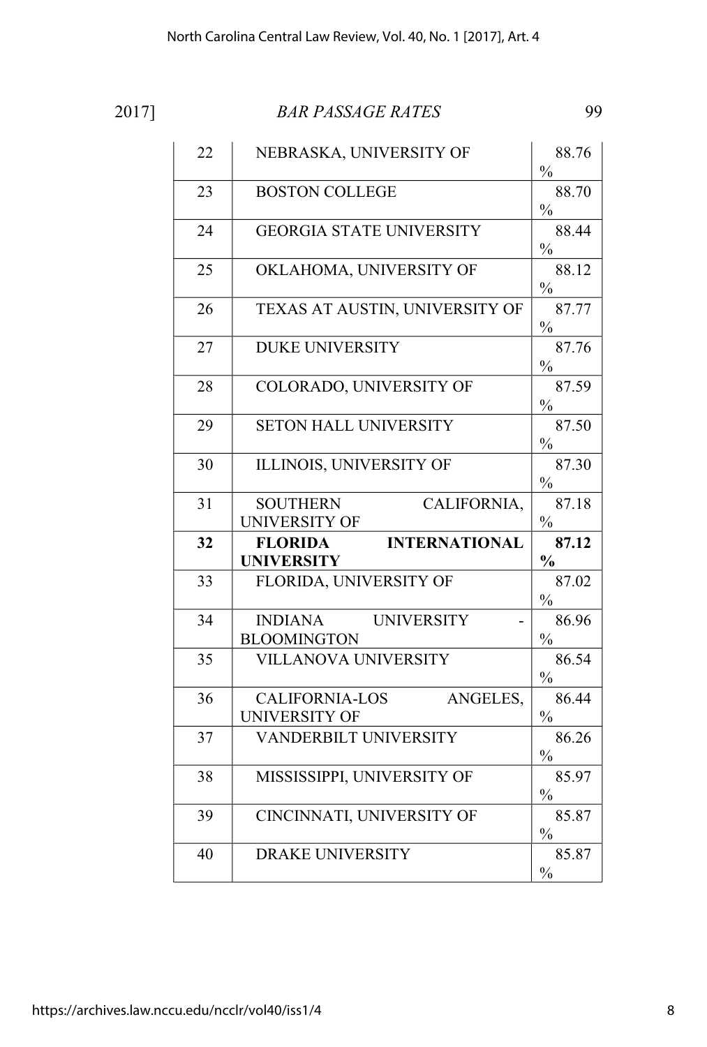| 22 | NEBRASKA, UNIVERSITY OF | 88.76 % |
|---|---|---|
| 23 | BOSTON COLLEGE | 88.70 % |
| 24 | GEORGIA STATE UNIVERSITY | 88.44 % |
| 25 | OKLAHOMA, UNIVERSITY OF | 88.12 % |
| 26 | TEXAS AT AUSTIN, UNIVERSITY OF | 87.77 % |
| 27 | DUKE UNIVERSITY | 87.76 % |
| 28 | COLORADO, UNIVERSITY OF | 87.59 % |
| 29 | SETON HALL UNIVERSITY | 87.50 % |
| 30 | ILLINOIS, UNIVERSITY OF | 87.30 % |
| 31 | SOUTHERN CALIFORNIA, UNIVERSITY OF | 87.18 % |
| **32** | **FLORIDA INTERNATIONAL UNIVERSITY** | **87.12 %** |
| 33 | FLORIDA, UNIVERSITY OF | 87.02 % |
| 34 | INDIANA UNIVERSITY - BLOOMINGTON | 86.96 % |
| 35 | VILLANOVA UNIVERSITY | 86.54 % |
| 36 | CALIFORNIA-LOS ANGELES, UNIVERSITY OF | 86.44 % |
| 37 | VANDERBILT UNIVERSITY | 86.26 % |
| 38 | MISSISSIPPI, UNIVERSITY OF | 85.97 % |
| 39 | CINCINNATI, UNIVERSITY OF | 85.87 % |
| 40 | DRAKE UNIVERSITY | 85.87 % |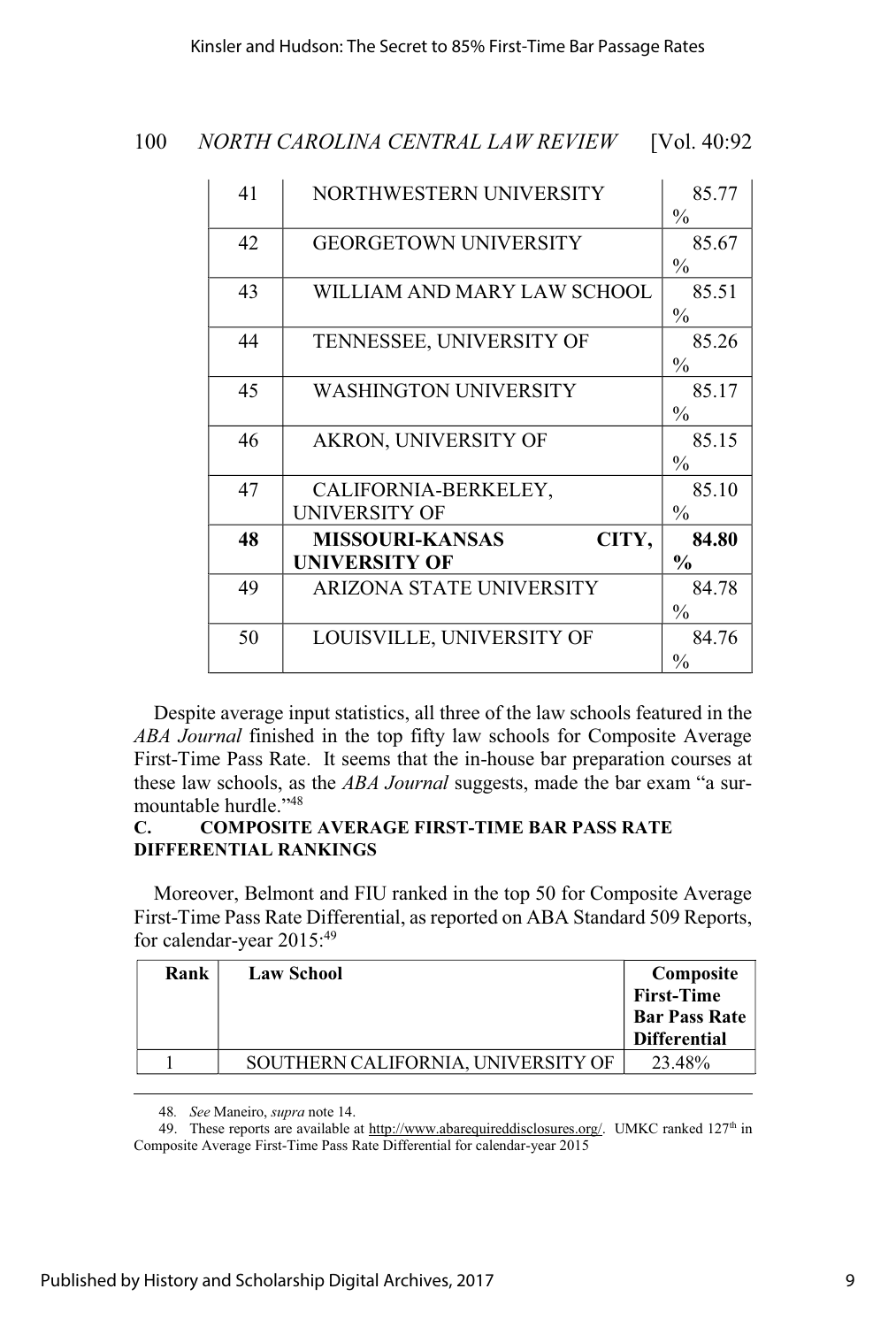| | | |
|---|---|---|
| 41 | NORTHWESTERN UNIVERSITY | 85.77% |
| 42 | GEORGETOWN UNIVERSITY | 85.67% |
| 43 | WILLIAM AND MARY LAW SCHOOL | 85.51% |
| 44 | TENNESSEE, UNIVERSITY OF | 85.26% |
| 45 | WASHINGTON UNIVERSITY | 85.17% |
| 46 | AKRON, UNIVERSITY OF | 85.15% |
| 47 | CALIFORNIA-BERKELEY, UNIVERSITY OF | 85.10% |
| **48** | **MISSOURI-KANSAS CITY, UNIVERSITY OF** | **84.80%** |
| 49 | ARIZONA STATE UNIVERSITY | 84.78% |
| 50 | LOUISVILLE, UNIVERSITY OF | 84.76% |

Despite average input statistics, all three of the law schools featured in the *ABA Journal* finished in the top fifty law schools for Composite Average First-Time Pass Rate. It seems that the in-house bar preparation courses at these law schools, as the *ABA Journal* suggests, made the bar exam "a surmountable hurdle."[48]

### C. COMPOSITE AVERAGE FIRST-TIME BAR PASS RATE DIFFERENTIAL RANKINGS

Moreover, Belmont and FIU ranked in the top 50 for Composite Average First-Time Pass Rate Differential, as reported on ABA Standard 509 Reports, for calendar-year 2015:[49]

| Rank | Law School | Composite First-Time Bar Pass Rate Differential |
|---|---|---|
| 1 | SOUTHERN CALIFORNIA, UNIVERSITY OF | 23.48% |

48. *See* Maneiro, *supra* note 14.

49. These reports are available at http://www.abarequireddisclosures.org/. UMKC ranked 127th in Composite Average First-Time Pass Rate Differential for calendar-year 2015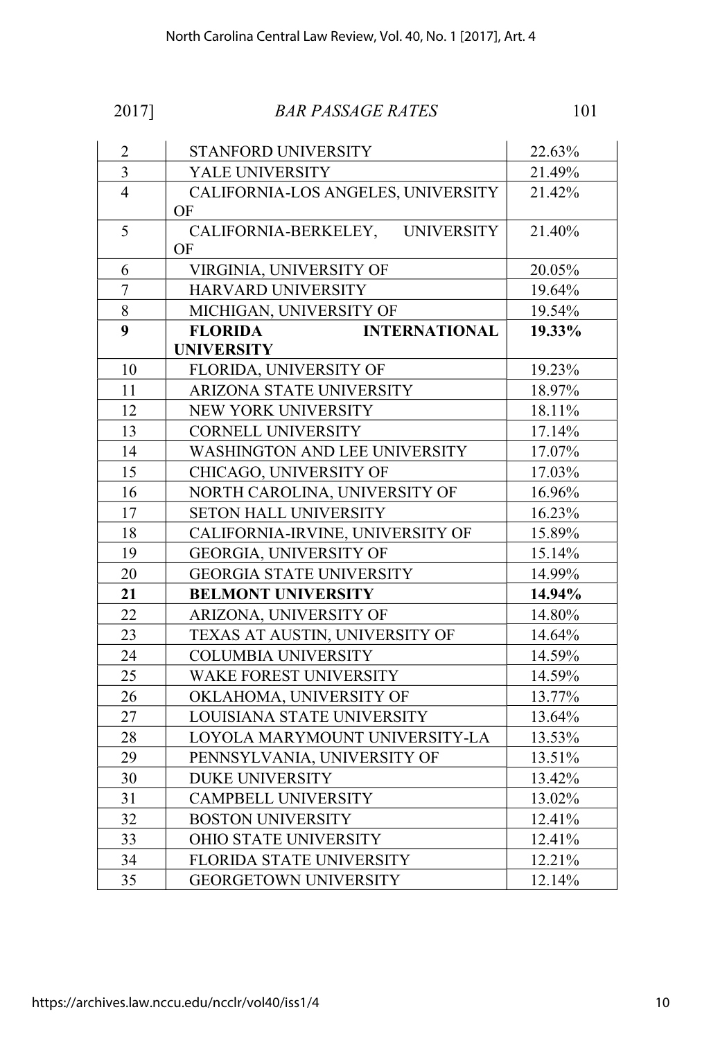| | | |
|---|---|---|
| 2 | STANFORD UNIVERSITY | 22.63% |
| 3 | YALE UNIVERSITY | 21.49% |
| 4 | CALIFORNIA-LOS ANGELES, UNIVERSITY OF | 21.42% |
| 5 | CALIFORNIA-BERKELEY, UNIVERSITY OF | 21.40% |
| 6 | VIRGINIA, UNIVERSITY OF | 20.05% |
| 7 | HARVARD UNIVERSITY | 19.64% |
| 8 | MICHIGAN, UNIVERSITY OF | 19.54% |
| **9** | **FLORIDA INTERNATIONAL UNIVERSITY** | **19.33%** |
| 10 | FLORIDA, UNIVERSITY OF | 19.23% |
| 11 | ARIZONA STATE UNIVERSITY | 18.97% |
| 12 | NEW YORK UNIVERSITY | 18.11% |
| 13 | CORNELL UNIVERSITY | 17.14% |
| 14 | WASHINGTON AND LEE UNIVERSITY | 17.07% |
| 15 | CHICAGO, UNIVERSITY OF | 17.03% |
| 16 | NORTH CAROLINA, UNIVERSITY OF | 16.96% |
| 17 | SETON HALL UNIVERSITY | 16.23% |
| 18 | CALIFORNIA-IRVINE, UNIVERSITY OF | 15.89% |
| 19 | GEORGIA, UNIVERSITY OF | 15.14% |
| 20 | GEORGIA STATE UNIVERSITY | 14.99% |
| **21** | **BELMONT UNIVERSITY** | **14.94%** |
| 22 | ARIZONA, UNIVERSITY OF | 14.80% |
| 23 | TEXAS AT AUSTIN, UNIVERSITY OF | 14.64% |
| 24 | COLUMBIA UNIVERSITY | 14.59% |
| 25 | WAKE FOREST UNIVERSITY | 14.59% |
| 26 | OKLAHOMA, UNIVERSITY OF | 13.77% |
| 27 | LOUISIANA STATE UNIVERSITY | 13.64% |
| 28 | LOYOLA MARYMOUNT UNIVERSITY-LA | 13.53% |
| 29 | PENNSYLVANIA, UNIVERSITY OF | 13.51% |
| 30 | DUKE UNIVERSITY | 13.42% |
| 31 | CAMPBELL UNIVERSITY | 13.02% |
| 32 | BOSTON UNIVERSITY | 12.41% |
| 33 | OHIO STATE UNIVERSITY | 12.41% |
| 34 | FLORIDA STATE UNIVERSITY | 12.21% |
| 35 | GEORGETOWN UNIVERSITY | 12.14% |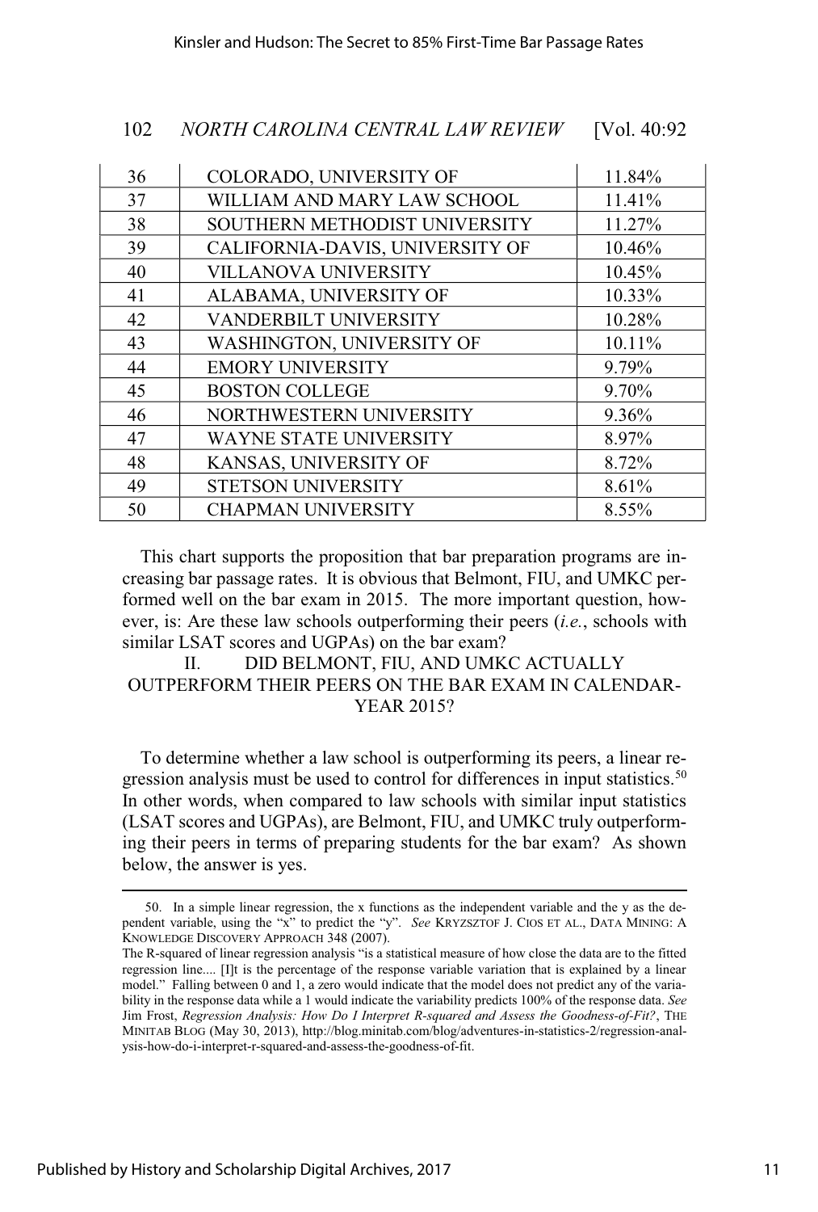| | | |
|---|---|---|
| 36 | COLORADO, UNIVERSITY OF | 11.84% |
| 37 | WILLIAM AND MARY LAW SCHOOL | 11.41% |
| 38 | SOUTHERN METHODIST UNIVERSITY | 11.27% |
| 39 | CALIFORNIA-DAVIS, UNIVERSITY OF | 10.46% |
| 40 | VILLANOVA UNIVERSITY | 10.45% |
| 41 | ALABAMA, UNIVERSITY OF | 10.33% |
| 42 | VANDERBILT UNIVERSITY | 10.28% |
| 43 | WASHINGTON, UNIVERSITY OF | 10.11% |
| 44 | EMORY UNIVERSITY | 9.79% |
| 45 | BOSTON COLLEGE | 9.70% |
| 46 | NORTHWESTERN UNIVERSITY | 9.36% |
| 47 | WAYNE STATE UNIVERSITY | 8.97% |
| 48 | KANSAS, UNIVERSITY OF | 8.72% |
| 49 | STETSON UNIVERSITY | 8.61% |
| 50 | CHAPMAN UNIVERSITY | 8.55% |

This chart supports the proposition that bar preparation programs are increasing bar passage rates. It is obvious that Belmont, FIU, and UMKC performed well on the bar exam in 2015. The more important question, however, is: Are these law schools outperforming their peers (*i.e.*, schools with similar LSAT scores and UGPAs) on the bar exam?

## II. DID BELMONT, FIU, AND UMKC ACTUALLY OUTPERFORM THEIR PEERS ON THE BAR EXAM IN CALENDAR-YEAR 2015?

To determine whether a law school is outperforming its peers, a linear regression analysis must be used to control for differences in input statistics.[50] In other words, when compared to law schools with similar input statistics (LSAT scores and UGPAs), are Belmont, FIU, and UMKC truly outperforming their peers in terms of preparing students for the bar exam? As shown below, the answer is yes.

---

50. In a simple linear regression, the x functions as the independent variable and the y as the dependent variable, using the "x" to predict the "y". *See* KRYZSZTOF J. CIOS ET AL., DATA MINING: A KNOWLEDGE DISCOVERY APPROACH 348 (2007).

The R-squared of linear regression analysis "is a statistical measure of how close the data are to the fitted regression line.... [I]t is the percentage of the response variable variation that is explained by a linear model." Falling between 0 and 1, a zero would indicate that the model does not predict any of the variability in the response data while a 1 would indicate the variability predicts 100% of the response data. *See* Jim Frost, *Regression Analysis: How Do I Interpret R-squared and Assess the Goodness-of-Fit?*, THE MINITAB BLOG (May 30, 2013), http://blog.minitab.com/blog/adventures-in-statistics-2/regression-analysis-how-do-i-interpret-r-squared-and-assess-the-goodness-of-fit.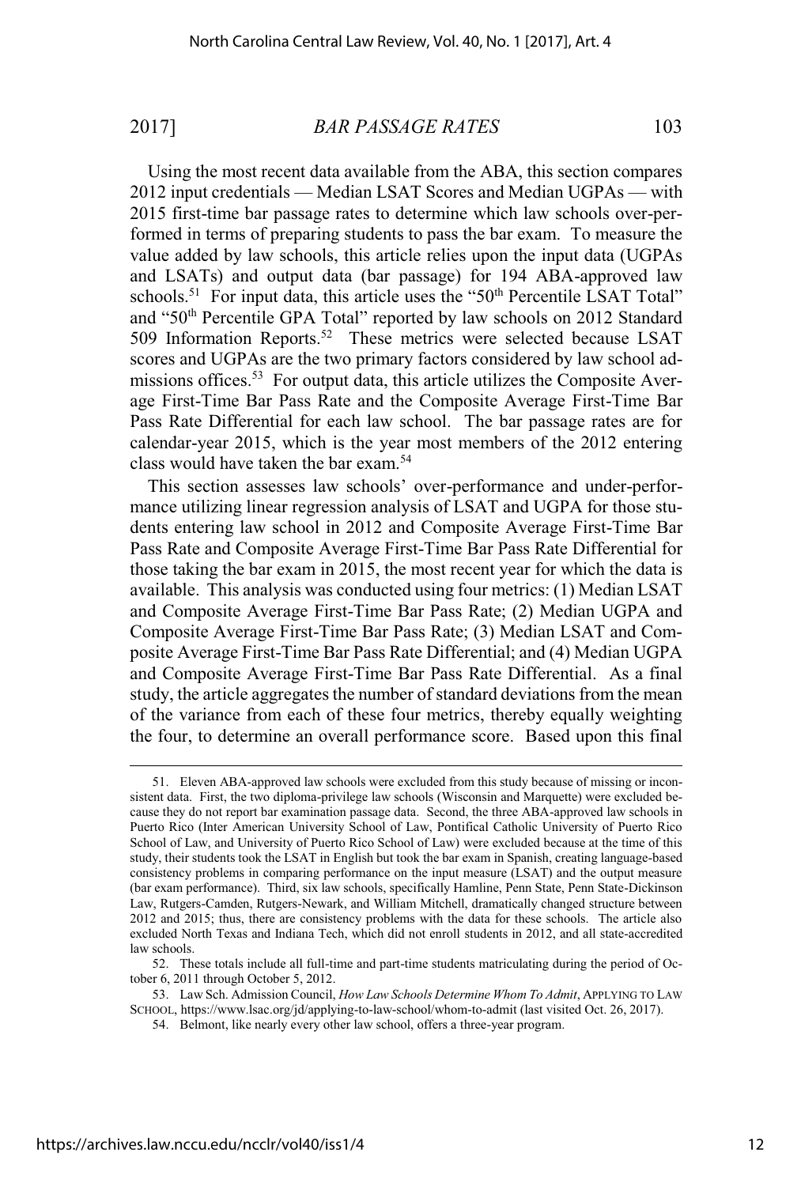Using the most recent data available from the ABA, this section compares 2012 input credentials — Median LSAT Scores and Median UGPAs — with 2015 first-time bar passage rates to determine which law schools over-performed in terms of preparing students to pass the bar exam. To measure the value added by law schools, this article relies upon the input data (UGPAs and LSATs) and output data (bar passage) for 194 ABA-approved law schools.[51] For input data, this article uses the "50th Percentile LSAT Total" and "50th Percentile GPA Total" reported by law schools on 2012 Standard 509 Information Reports.[52] These metrics were selected because LSAT scores and UGPAs are the two primary factors considered by law school admissions offices.[53] For output data, this article utilizes the Composite Average First-Time Bar Pass Rate and the Composite Average First-Time Bar Pass Rate Differential for each law school. The bar passage rates are for calendar-year 2015, which is the year most members of the 2012 entering class would have taken the bar exam.[54]

This section assesses law schools' over-performance and under-performance utilizing linear regression analysis of LSAT and UGPA for those students entering law school in 2012 and Composite Average First-Time Bar Pass Rate and Composite Average First-Time Bar Pass Rate Differential for those taking the bar exam in 2015, the most recent year for which the data is available. This analysis was conducted using four metrics: (1) Median LSAT and Composite Average First-Time Bar Pass Rate; (2) Median UGPA and Composite Average First-Time Bar Pass Rate; (3) Median LSAT and Composite Average First-Time Bar Pass Rate Differential; and (4) Median UGPA and Composite Average First-Time Bar Pass Rate Differential. As a final study, the article aggregates the number of standard deviations from the mean of the variance from each of these four metrics, thereby equally weighting the four, to determine an overall performance score. Based upon this final

---

51. Eleven ABA-approved law schools were excluded from this study because of missing or inconsistent data. First, the two diploma-privilege law schools (Wisconsin and Marquette) were excluded because they do not report bar examination passage data. Second, the three ABA-approved law schools in Puerto Rico (Inter American University School of Law, Pontifical Catholic University of Puerto Rico School of Law, and University of Puerto Rico School of Law) were excluded because at the time of this study, their students took the LSAT in English but took the bar exam in Spanish, creating language-based consistency problems in comparing performance on the input measure (LSAT) and the output measure (bar exam performance). Third, six law schools, specifically Hamline, Penn State, Penn State-Dickinson Law, Rutgers-Camden, Rutgers-Newark, and William Mitchell, dramatically changed structure between 2012 and 2015; thus, there are consistency problems with the data for these schools. The article also excluded North Texas and Indiana Tech, which did not enroll students in 2012, and all state-accredited law schools.

52. These totals include all full-time and part-time students matriculating during the period of October 6, 2011 through October 5, 2012.

53. Law Sch. Admission Council, *How Law Schools Determine Whom To Admit*, APPLYING TO LAW SCHOOL, https://www.lsac.org/jd/applying-to-law-school/whom-to-admit (last visited Oct. 26, 2017).

54. Belmont, like nearly every other law school, offers a three-year program.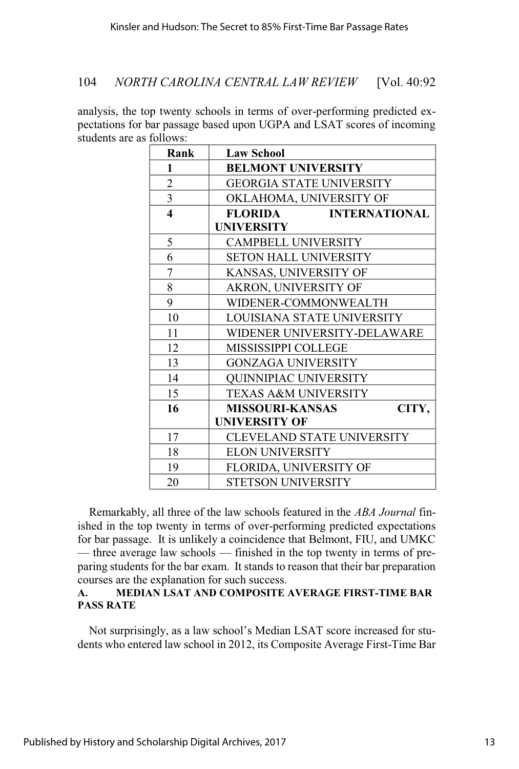analysis, the top twenty schools in terms of over-performing predicted expectations for bar passage based upon UGPA and LSAT scores of incoming students are as follows:

| Rank | Law School |
|---|---|
| **1** | **BELMONT UNIVERSITY** |
| 2 | GEORGIA STATE UNIVERSITY |
| 3 | OKLAHOMA, UNIVERSITY OF |
| **4** | **FLORIDA INTERNATIONAL UNIVERSITY** |
| 5 | CAMPBELL UNIVERSITY |
| 6 | SETON HALL UNIVERSITY |
| 7 | KANSAS, UNIVERSITY OF |
| 8 | AKRON, UNIVERSITY OF |
| 9 | WIDENER-COMMONWEALTH |
| 10 | LOUISIANA STATE UNIVERSITY |
| 11 | WIDENER UNIVERSITY-DELAWARE |
| 12 | MISSISSIPPI COLLEGE |
| 13 | GONZAGA UNIVERSITY |
| 14 | QUINNIPIAC UNIVERSITY |
| 15 | TEXAS A&M UNIVERSITY |
| **16** | **MISSOURI-KANSAS CITY, UNIVERSITY OF** |
| 17 | CLEVELAND STATE UNIVERSITY |
| 18 | ELON UNIVERSITY |
| 19 | FLORIDA, UNIVERSITY OF |
| 20 | STETSON UNIVERSITY |

Remarkably, all three of the law schools featured in the *ABA Journal* finished in the top twenty in terms of over-performing predicted expectations for bar passage. It is unlikely a coincidence that Belmont, FIU, and UMKC — three average law schools — finished in the top twenty in terms of preparing students for the bar exam. It stands to reason that their bar preparation courses are the explanation for such success.

### A. MEDIAN LSAT AND COMPOSITE AVERAGE FIRST-TIME BAR PASS RATE

Not surprisingly, as a law school's Median LSAT score increased for students who entered law school in 2012, its Composite Average First-Time Bar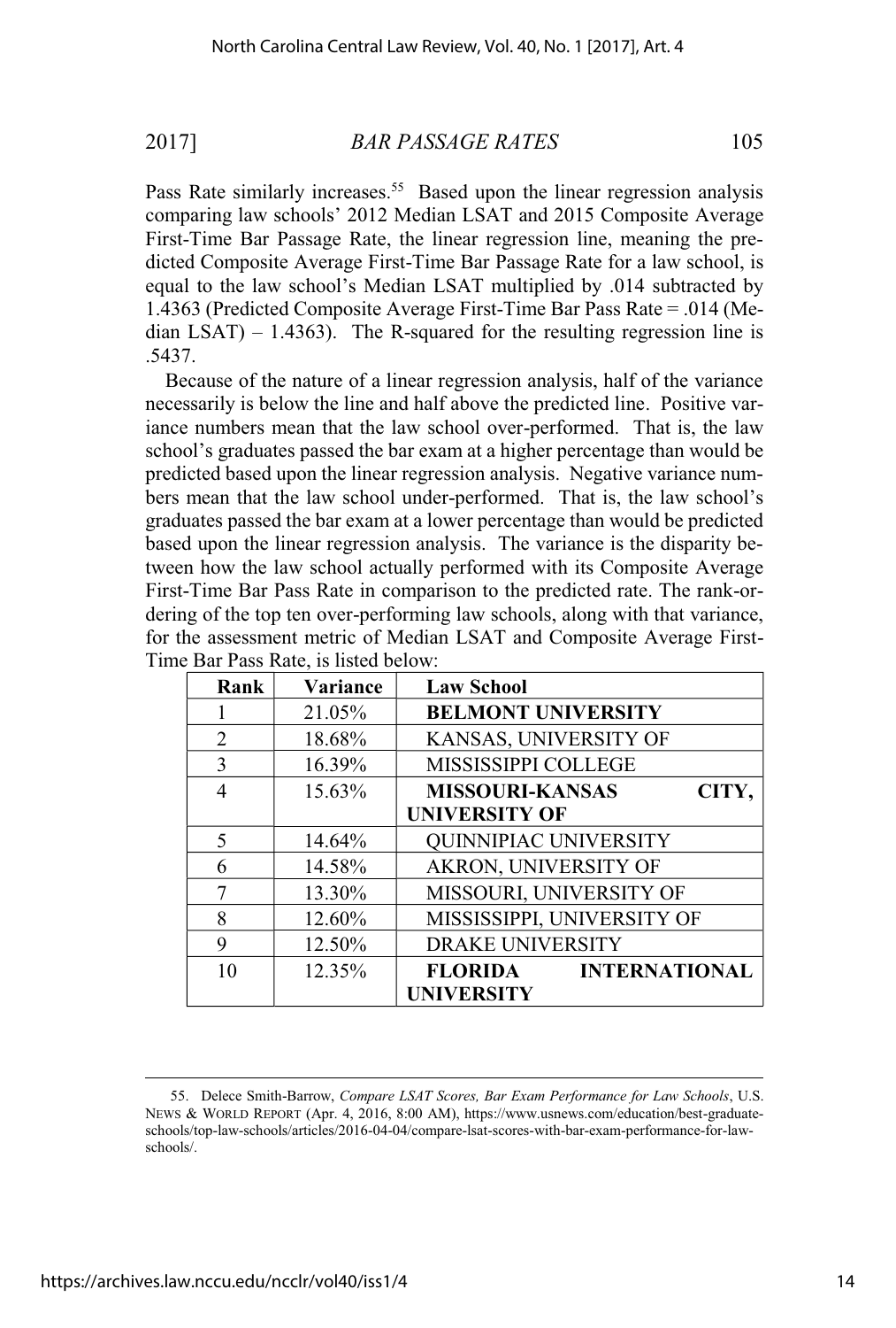Pass Rate similarly increases.[55] Based upon the linear regression analysis comparing law schools' 2012 Median LSAT and 2015 Composite Average First-Time Bar Passage Rate, the linear regression line, meaning the predicted Composite Average First-Time Bar Passage Rate for a law school, is equal to the law school's Median LSAT multiplied by .014 subtracted by 1.4363 (Predicted Composite Average First-Time Bar Pass Rate = .014 (Median LSAT) – 1.4363). The R-squared for the resulting regression line is .5437.

Because of the nature of a linear regression analysis, half of the variance necessarily is below the line and half above the predicted line. Positive variance numbers mean that the law school over-performed. That is, the law school's graduates passed the bar exam at a higher percentage than would be predicted based upon the linear regression analysis. Negative variance numbers mean that the law school under-performed. That is, the law school's graduates passed the bar exam at a lower percentage than would be predicted based upon the linear regression analysis. The variance is the disparity between how the law school actually performed with its Composite Average First-Time Bar Pass Rate in comparison to the predicted rate. The rank-ordering of the top ten over-performing law schools, along with that variance, for the assessment metric of Median LSAT and Composite Average First-Time Bar Pass Rate, is listed below:

| Rank | Variance | Law School |
|---|---|---|
| 1 | 21.05% | **BELMONT UNIVERSITY** |
| 2 | 18.68% | KANSAS, UNIVERSITY OF |
| 3 | 16.39% | MISSISSIPPI COLLEGE |
| 4 | 15.63% | **MISSOURI-KANSAS CITY, UNIVERSITY OF** |
| 5 | 14.64% | QUINNIPIAC UNIVERSITY |
| 6 | 14.58% | AKRON, UNIVERSITY OF |
| 7 | 13.30% | MISSOURI, UNIVERSITY OF |
| 8 | 12.60% | MISSISSIPPI, UNIVERSITY OF |
| 9 | 12.50% | DRAKE UNIVERSITY |
| 10 | 12.35% | **FLORIDA INTERNATIONAL UNIVERSITY** |

55. Delece Smith-Barrow, *Compare LSAT Scores, Bar Exam Performance for Law Schools*, U.S. NEWS & WORLD REPORT (Apr. 4, 2016, 8:00 AM), https://www.usnews.com/education/best-graduate-schools/top-law-schools/articles/2016-04-04/compare-lsat-scores-with-bar-exam-performance-for-law-schools/.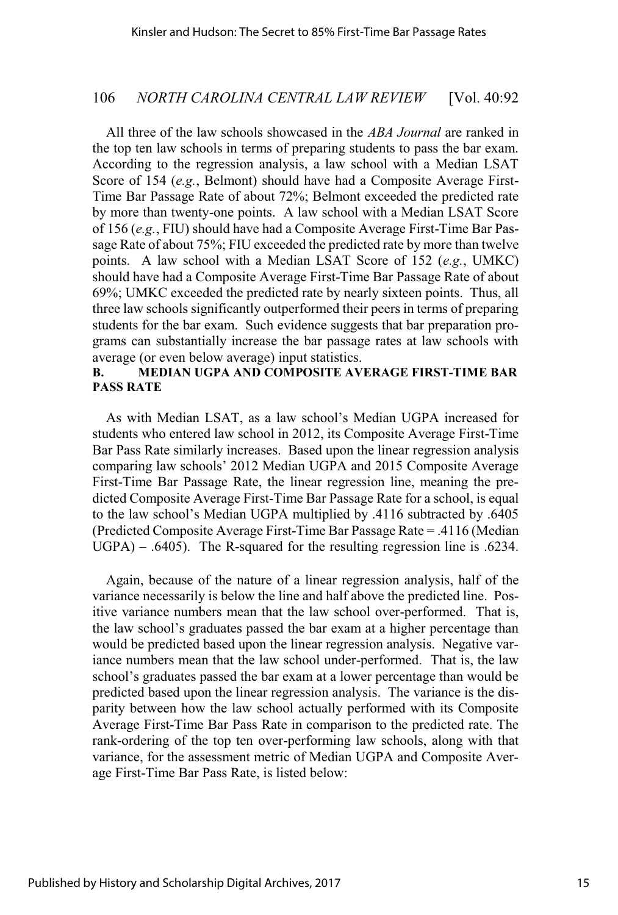All three of the law schools showcased in the *ABA Journal* are ranked in the top ten law schools in terms of preparing students to pass the bar exam. According to the regression analysis, a law school with a Median LSAT Score of 154 (*e.g.*, Belmont) should have had a Composite Average First-Time Bar Passage Rate of about 72%; Belmont exceeded the predicted rate by more than twenty-one points. A law school with a Median LSAT Score of 156 (*e.g.*, FIU) should have had a Composite Average First-Time Bar Passage Rate of about 75%; FIU exceeded the predicted rate by more than twelve points. A law school with a Median LSAT Score of 152 (*e.g.*, UMKC) should have had a Composite Average First-Time Bar Passage Rate of about 69%; UMKC exceeded the predicted rate by nearly sixteen points. Thus, all three law schools significantly outperformed their peers in terms of preparing students for the bar exam. Such evidence suggests that bar preparation programs can substantially increase the bar passage rates at law schools with average (or even below average) input statistics.

### B. MEDIAN UGPA AND COMPOSITE AVERAGE FIRST-TIME BAR PASS RATE

As with Median LSAT, as a law school's Median UGPA increased for students who entered law school in 2012, its Composite Average First-Time Bar Pass Rate similarly increases. Based upon the linear regression analysis comparing law schools' 2012 Median UGPA and 2015 Composite Average First-Time Bar Passage Rate, the linear regression line, meaning the predicted Composite Average First-Time Bar Passage Rate for a school, is equal to the law school's Median UGPA multiplied by .4116 subtracted by .6405 (Predicted Composite Average First-Time Bar Passage Rate = .4116 (Median UGPA) – .6405). The R-squared for the resulting regression line is .6234.

Again, because of the nature of a linear regression analysis, half of the variance necessarily is below the line and half above the predicted line. Positive variance numbers mean that the law school over-performed. That is, the law school's graduates passed the bar exam at a higher percentage than would be predicted based upon the linear regression analysis. Negative variance numbers mean that the law school under-performed. That is, the law school's graduates passed the bar exam at a lower percentage than would be predicted based upon the linear regression analysis. The variance is the disparity between how the law school actually performed with its Composite Average First-Time Bar Pass Rate in comparison to the predicted rate. The rank-ordering of the top ten over-performing law schools, along with that variance, for the assessment metric of Median UGPA and Composite Average First-Time Bar Pass Rate, is listed below: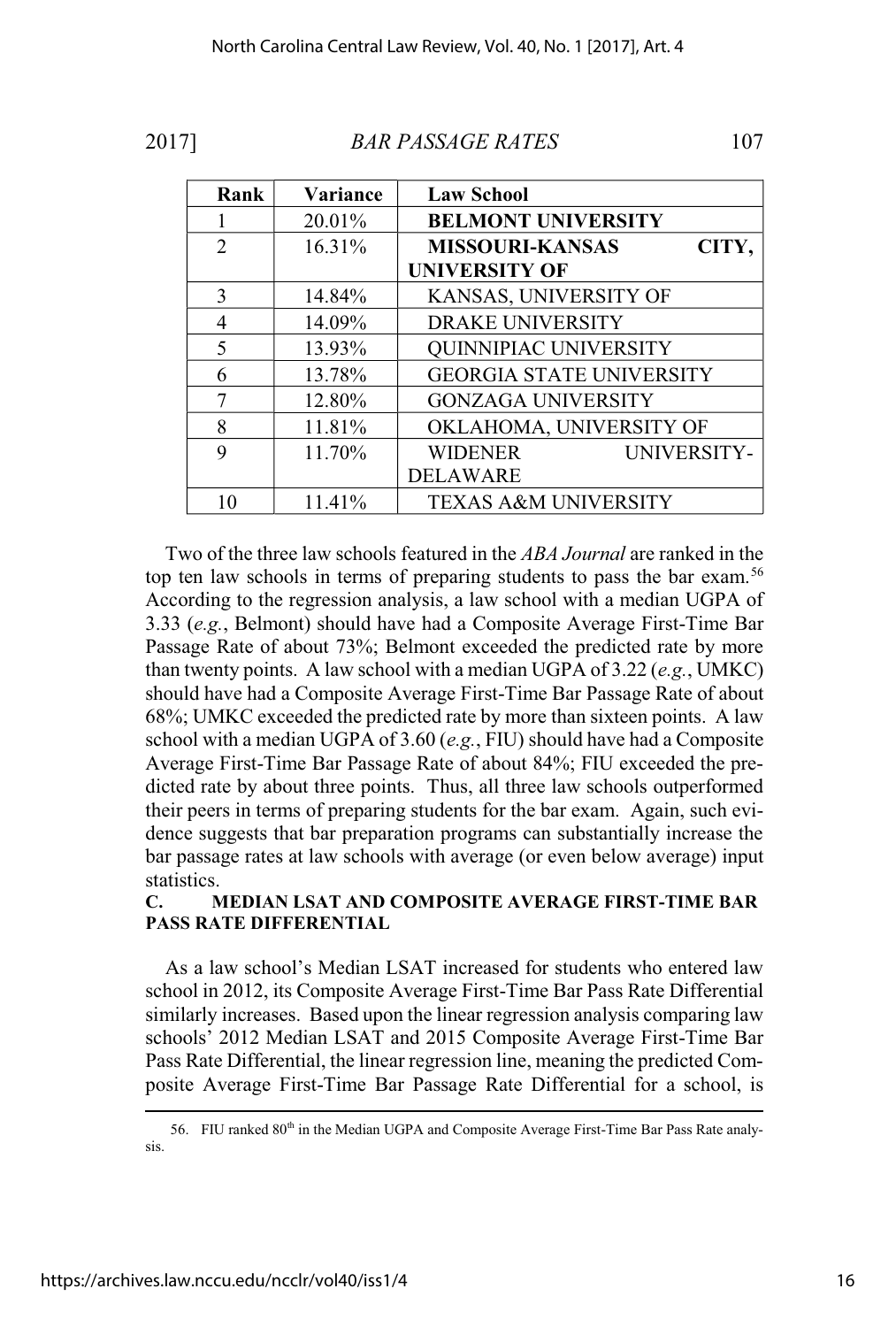| Rank | Variance | Law School |
| --- | --- | --- |
| 1 | 20.01% | **BELMONT UNIVERSITY** |
| 2 | 16.31% | **MISSOURI-KANSAS CITY, UNIVERSITY OF** |
| 3 | 14.84% | KANSAS, UNIVERSITY OF |
| 4 | 14.09% | DRAKE UNIVERSITY |
| 5 | 13.93% | QUINNIPIAC UNIVERSITY |
| 6 | 13.78% | GEORGIA STATE UNIVERSITY |
| 7 | 12.80% | GONZAGA UNIVERSITY |
| 8 | 11.81% | OKLAHOMA, UNIVERSITY OF |
| 9 | 11.70% | WIDENER UNIVERSITY-DELAWARE |
| 10 | 11.41% | TEXAS A&M UNIVERSITY |

Two of the three law schools featured in the *ABA Journal* are ranked in the top ten law schools in terms of preparing students to pass the bar exam.[56] According to the regression analysis, a law school with a median UGPA of 3.33 (*e.g.*, Belmont) should have had a Composite Average First-Time Bar Passage Rate of about 73%; Belmont exceeded the predicted rate by more than twenty points. A law school with a median UGPA of 3.22 (*e.g.*, UMKC) should have had a Composite Average First-Time Bar Passage Rate of about 68%; UMKC exceeded the predicted rate by more than sixteen points. A law school with a median UGPA of 3.60 (*e.g.*, FIU) should have had a Composite Average First-Time Bar Passage Rate of about 84%; FIU exceeded the predicted rate by about three points. Thus, all three law schools outperformed their peers in terms of preparing students for the bar exam. Again, such evidence suggests that bar preparation programs can substantially increase the bar passage rates at law schools with average (or even below average) input statistics.

### C. MEDIAN LSAT AND COMPOSITE AVERAGE FIRST-TIME BAR PASS RATE DIFFERENTIAL

As a law school's Median LSAT increased for students who entered law school in 2012, its Composite Average First-Time Bar Pass Rate Differential similarly increases. Based upon the linear regression analysis comparing law schools' 2012 Median LSAT and 2015 Composite Average First-Time Bar Pass Rate Differential, the linear regression line, meaning the predicted Composite Average First-Time Bar Passage Rate Differential for a school, is

---

56. FIU ranked 80th in the Median UGPA and Composite Average First-Time Bar Pass Rate analysis.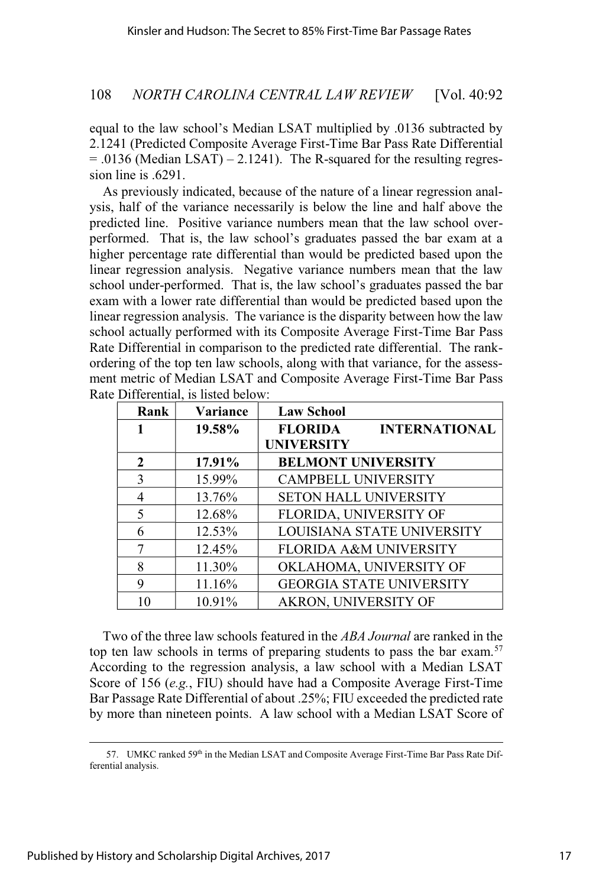equal to the law school's Median LSAT multiplied by .0136 subtracted by 2.1241 (Predicted Composite Average First-Time Bar Pass Rate Differential = .0136 (Median LSAT) – 2.1241). The R-squared for the resulting regression line is .6291.

As previously indicated, because of the nature of a linear regression analysis, half of the variance necessarily is below the line and half above the predicted line. Positive variance numbers mean that the law school over-performed. That is, the law school's graduates passed the bar exam at a higher percentage rate differential than would be predicted based upon the linear regression analysis. Negative variance numbers mean that the law school under-performed. That is, the law school's graduates passed the bar exam with a lower rate differential than would be predicted based upon the linear regression analysis. The variance is the disparity between how the law school actually performed with its Composite Average First-Time Bar Pass Rate Differential in comparison to the predicted rate differential. The rank-ordering of the top ten law schools, along with that variance, for the assessment metric of Median LSAT and Composite Average First-Time Bar Pass Rate Differential, is listed below:

| Rank | Variance | Law School |
|---|---|---|
| **1** | **19.58%** | **FLORIDA INTERNATIONAL UNIVERSITY** |
| **2** | **17.91%** | **BELMONT UNIVERSITY** |
| 3 | 15.99% | CAMPBELL UNIVERSITY |
| 4 | 13.76% | SETON HALL UNIVERSITY |
| 5 | 12.68% | FLORIDA, UNIVERSITY OF |
| 6 | 12.53% | LOUISIANA STATE UNIVERSITY |
| 7 | 12.45% | FLORIDA A&M UNIVERSITY |
| 8 | 11.30% | OKLAHOMA, UNIVERSITY OF |
| 9 | 11.16% | GEORGIA STATE UNIVERSITY |
| 10 | 10.91% | AKRON, UNIVERSITY OF |

Two of the three law schools featured in the *ABA Journal* are ranked in the top ten law schools in terms of preparing students to pass the bar exam.[57] According to the regression analysis, a law school with a Median LSAT Score of 156 (*e.g.*, FIU) should have had a Composite Average First-Time Bar Passage Rate Differential of about .25%; FIU exceeded the predicted rate by more than nineteen points. A law school with a Median LSAT Score of

57. UMKC ranked 59th in the Median LSAT and Composite Average First-Time Bar Pass Rate Differential analysis.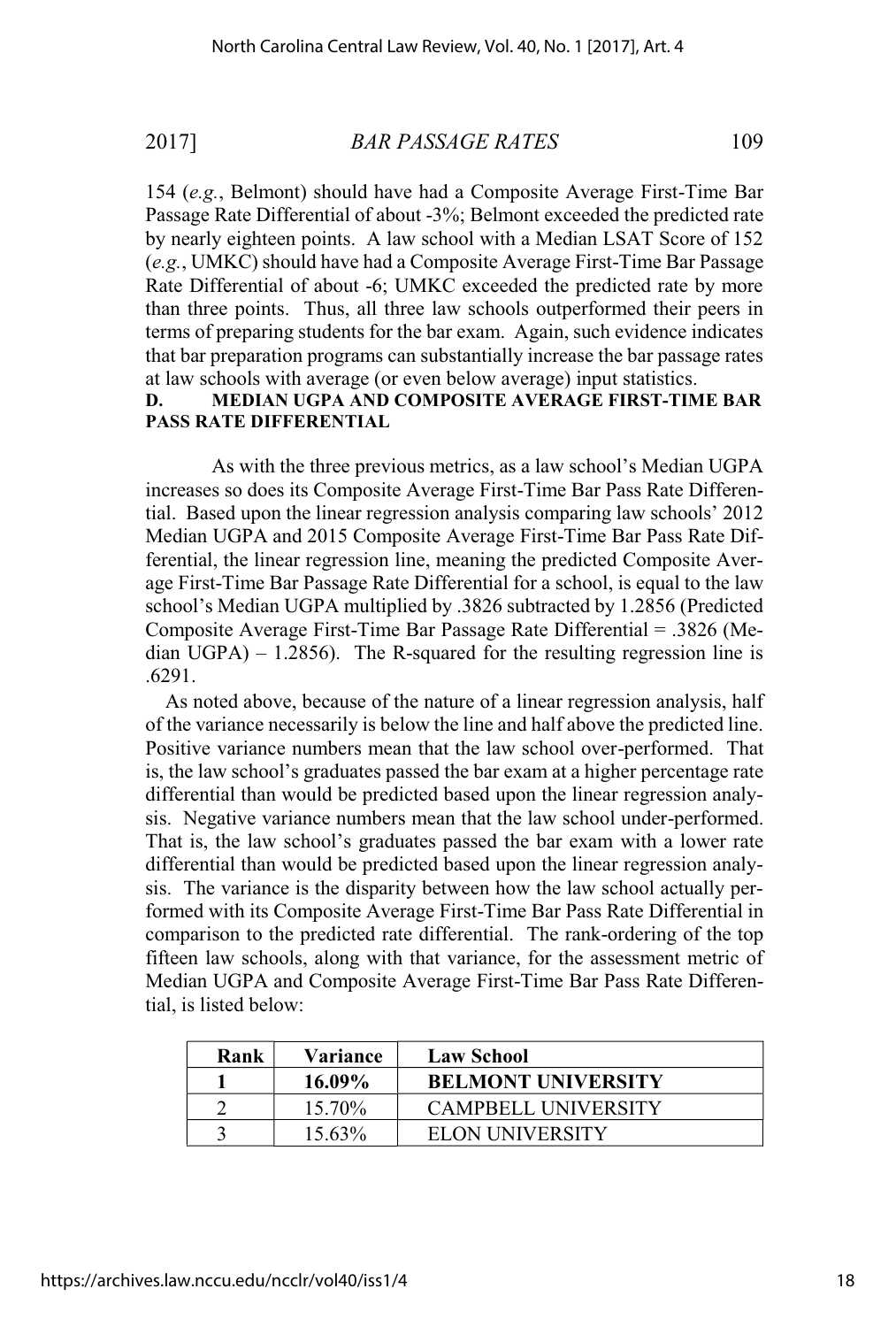154 (*e.g.*, Belmont) should have had a Composite Average First-Time Bar Passage Rate Differential of about -3%; Belmont exceeded the predicted rate by nearly eighteen points. A law school with a Median LSAT Score of 152 (*e.g.*, UMKC) should have had a Composite Average First-Time Bar Passage Rate Differential of about -6; UMKC exceeded the predicted rate by more than three points. Thus, all three law schools outperformed their peers in terms of preparing students for the bar exam. Again, such evidence indicates that bar preparation programs can substantially increase the bar passage rates at law schools with average (or even below average) input statistics.

## D. MEDIAN UGPA AND COMPOSITE AVERAGE FIRST-TIME BAR PASS RATE DIFFERENTIAL

As with the three previous metrics, as a law school's Median UGPA increases so does its Composite Average First-Time Bar Pass Rate Differential. Based upon the linear regression analysis comparing law schools' 2012 Median UGPA and 2015 Composite Average First-Time Bar Pass Rate Differential, the linear regression line, meaning the predicted Composite Average First-Time Bar Passage Rate Differential for a school, is equal to the law school's Median UGPA multiplied by .3826 subtracted by 1.2856 (Predicted Composite Average First-Time Bar Passage Rate Differential = .3826 (Median UGPA) – 1.2856). The R-squared for the resulting regression line is .6291.

As noted above, because of the nature of a linear regression analysis, half of the variance necessarily is below the line and half above the predicted line. Positive variance numbers mean that the law school over-performed. That is, the law school's graduates passed the bar exam at a higher percentage rate differential than would be predicted based upon the linear regression analysis. Negative variance numbers mean that the law school under-performed. That is, the law school's graduates passed the bar exam with a lower rate differential than would be predicted based upon the linear regression analysis. The variance is the disparity between how the law school actually performed with its Composite Average First-Time Bar Pass Rate Differential in comparison to the predicted rate differential. The rank-ordering of the top fifteen law schools, along with that variance, for the assessment metric of Median UGPA and Composite Average First-Time Bar Pass Rate Differential, is listed below:

| Rank | Variance | Law School |
|---|---|---|
| **1** | **16.09%** | **BELMONT UNIVERSITY** |
| 2 | 15.70% | CAMPBELL UNIVERSITY |
| 3 | 15.63% | ELON UNIVERSITY |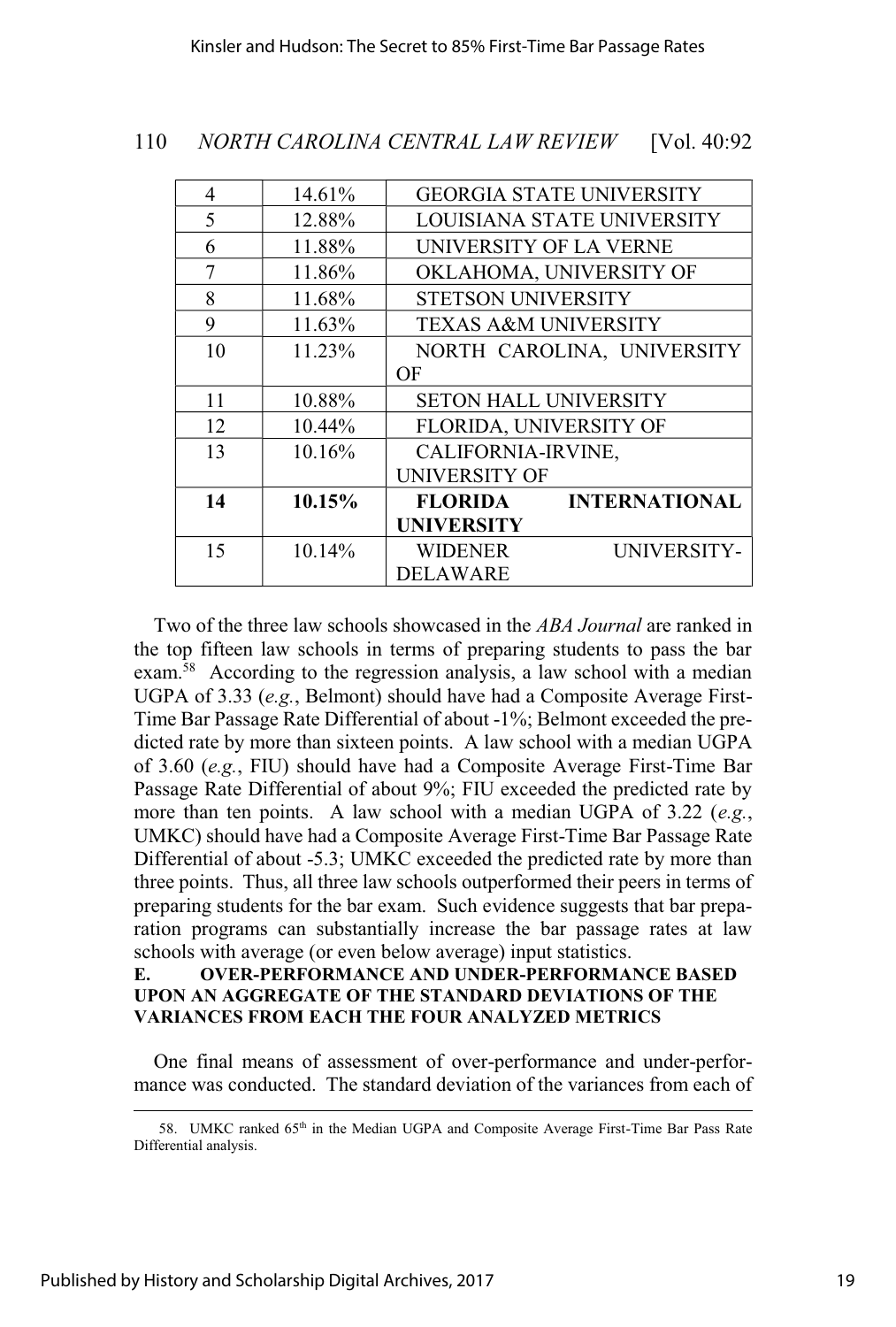| 4 | 14.61% | GEORGIA STATE UNIVERSITY |
|---|---|---|
| 5 | 12.88% | LOUISIANA STATE UNIVERSITY |
| 6 | 11.88% | UNIVERSITY OF LA VERNE |
| 7 | 11.86% | OKLAHOMA, UNIVERSITY OF |
| 8 | 11.68% | STETSON UNIVERSITY |
| 9 | 11.63% | TEXAS A&M UNIVERSITY |
| 10 | 11.23% | NORTH CAROLINA, UNIVERSITY OF |
| 11 | 10.88% | SETON HALL UNIVERSITY |
| 12 | 10.44% | FLORIDA, UNIVERSITY OF |
| 13 | 10.16% | CALIFORNIA-IRVINE, UNIVERSITY OF |
| **14** | **10.15%** | **FLORIDA INTERNATIONAL UNIVERSITY** |
| 15 | 10.14% | WIDENER UNIVERSITY-DELAWARE |

Two of the three law schools showcased in the *ABA Journal* are ranked in the top fifteen law schools in terms of preparing students to pass the bar exam.[58] According to the regression analysis, a law school with a median UGPA of 3.33 (*e.g.*, Belmont) should have had a Composite Average First-Time Bar Passage Rate Differential of about -1%; Belmont exceeded the predicted rate by more than sixteen points. A law school with a median UGPA of 3.60 (*e.g.*, FIU) should have had a Composite Average First-Time Bar Passage Rate Differential of about 9%; FIU exceeded the predicted rate by more than ten points. A law school with a median UGPA of 3.22 (*e.g.*, UMKC) should have had a Composite Average First-Time Bar Passage Rate Differential of about -5.3; UMKC exceeded the predicted rate by more than three points. Thus, all three law schools outperformed their peers in terms of preparing students for the bar exam. Such evidence suggests that bar preparation programs can substantially increase the bar passage rates at law schools with average (or even below average) input statistics.

### E. OVER-PERFORMANCE AND UNDER-PERFORMANCE BASED UPON AN AGGREGATE OF THE STANDARD DEVIATIONS OF THE VARIANCES FROM EACH THE FOUR ANALYZED METRICS

One final means of assessment of over-performance and under-performance was conducted. The standard deviation of the variances from each of

---

58. UMKC ranked 65th in the Median UGPA and Composite Average First-Time Bar Pass Rate Differential analysis.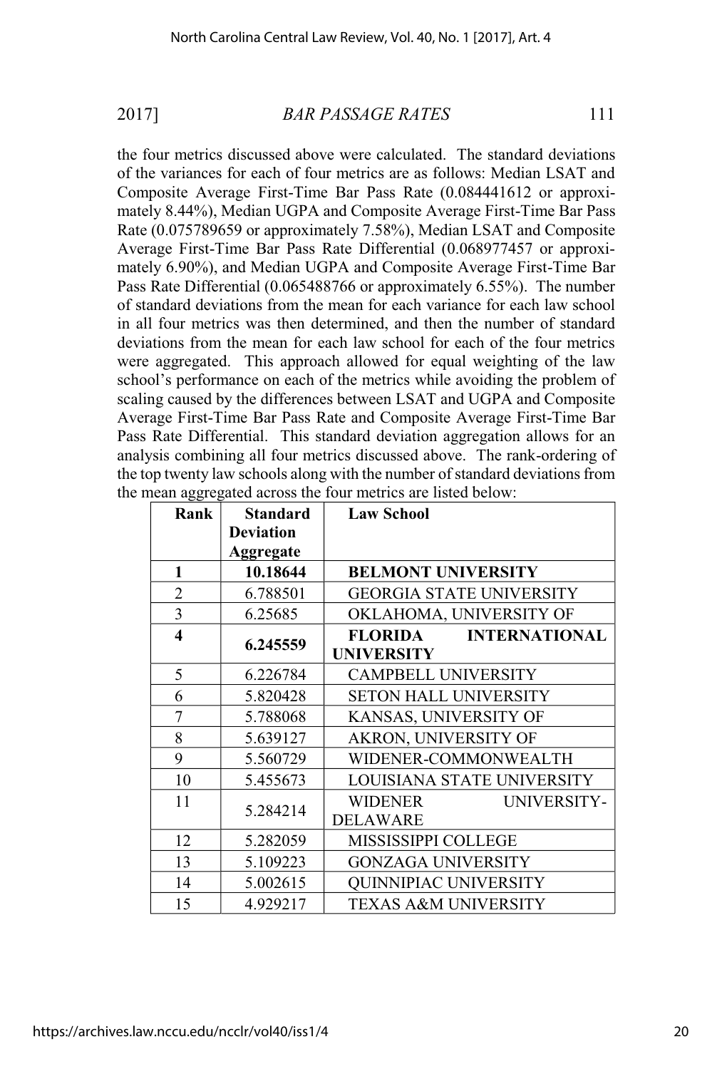the four metrics discussed above were calculated. The standard deviations of the variances for each of four metrics are as follows: Median LSAT and Composite Average First-Time Bar Pass Rate (0.084441612 or approximately 8.44%), Median UGPA and Composite Average First-Time Bar Pass Rate (0.075789659 or approximately 7.58%), Median LSAT and Composite Average First-Time Bar Pass Rate Differential (0.068977457 or approximately 6.90%), and Median UGPA and Composite Average First-Time Bar Pass Rate Differential (0.065488766 or approximately 6.55%). The number of standard deviations from the mean for each variance for each law school in all four metrics was then determined, and then the number of standard deviations from the mean for each law school for each of the four metrics were aggregated. This approach allowed for equal weighting of the law school's performance on each of the metrics while avoiding the problem of scaling caused by the differences between LSAT and UGPA and Composite Average First-Time Bar Pass Rate and Composite Average First-Time Bar Pass Rate Differential. This standard deviation aggregation allows for an analysis combining all four metrics discussed above. The rank-ordering of the top twenty law schools along with the number of standard deviations from the mean aggregated across the four metrics are listed below:

| Rank | Standard Deviation Aggregate | Law School |
|---|---|---|
| **1** | **10.18644** | **BELMONT UNIVERSITY** |
| 2 | 6.788501 | GEORGIA STATE UNIVERSITY |
| 3 | 6.25685 | OKLAHOMA, UNIVERSITY OF |
| **4** | **6.245559** | **FLORIDA INTERNATIONAL UNIVERSITY** |
| 5 | 6.226784 | CAMPBELL UNIVERSITY |
| 6 | 5.820428 | SETON HALL UNIVERSITY |
| 7 | 5.788068 | KANSAS, UNIVERSITY OF |
| 8 | 5.639127 | AKRON, UNIVERSITY OF |
| 9 | 5.560729 | WIDENER-COMMONWEALTH |
| 10 | 5.455673 | LOUISIANA STATE UNIVERSITY |
| 11 | 5.284214 | WIDENER UNIVERSITY-DELAWARE |
| 12 | 5.282059 | MISSISSIPPI COLLEGE |
| 13 | 5.109223 | GONZAGA UNIVERSITY |
| 14 | 5.002615 | QUINNIPIAC UNIVERSITY |
| 15 | 4.929217 | TEXAS A&M UNIVERSITY |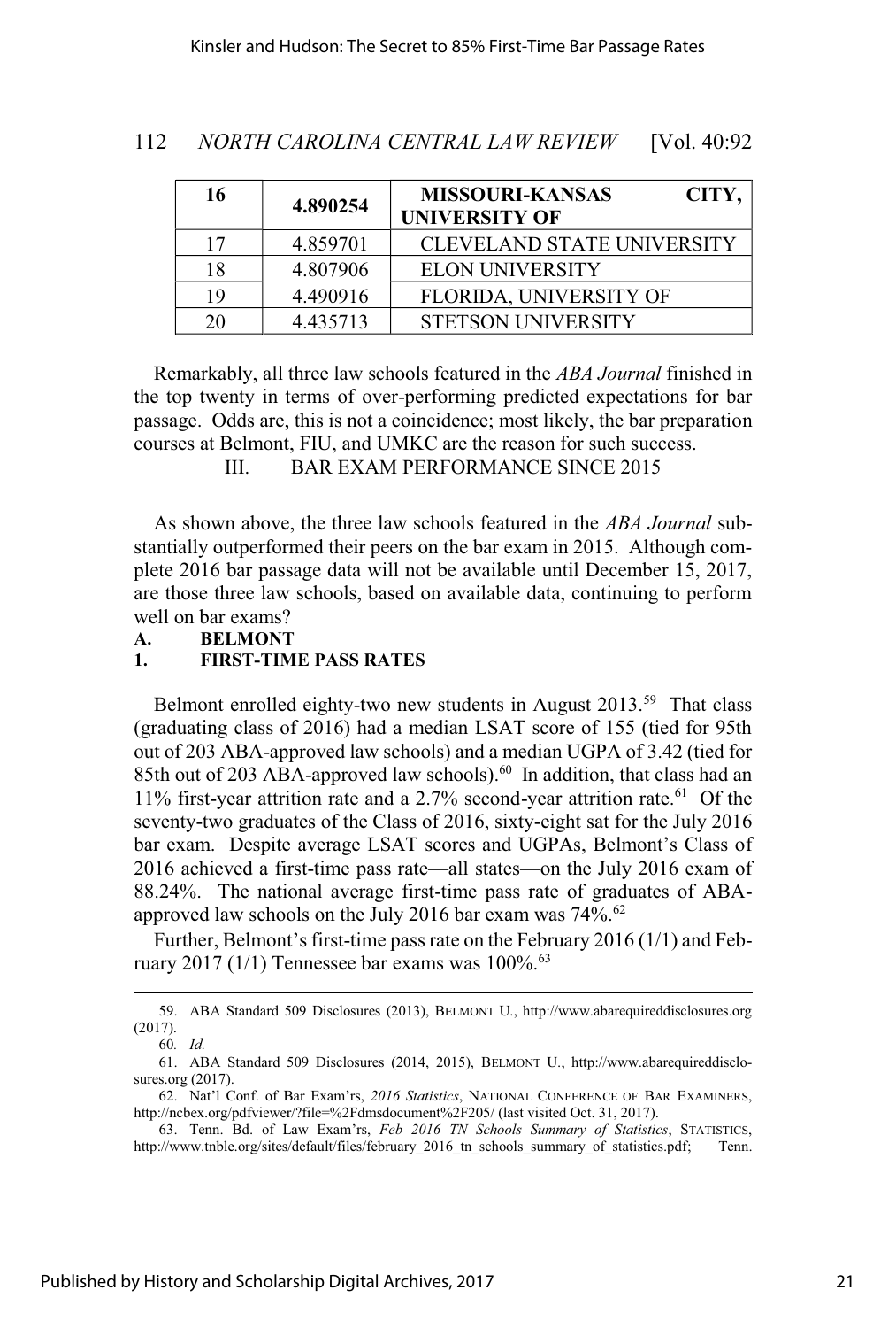| 16 | 4.890254 | MISSOURI-KANSAS CITY, UNIVERSITY OF |
|---|---|---|
| 17 | 4.859701 | CLEVELAND STATE UNIVERSITY |
| 18 | 4.807906 | ELON UNIVERSITY |
| 19 | 4.490916 | FLORIDA, UNIVERSITY OF |
| 20 | 4.435713 | STETSON UNIVERSITY |

Remarkably, all three law schools featured in the *ABA Journal* finished in the top twenty in terms of over-performing predicted expectations for bar passage. Odds are, this is not a coincidence; most likely, the bar preparation courses at Belmont, FIU, and UMKC are the reason for such success.

## III. BAR EXAM PERFORMANCE SINCE 2015

As shown above, the three law schools featured in the *ABA Journal* substantially outperformed their peers on the bar exam in 2015. Although complete 2016 bar passage data will not be available until December 15, 2017, are those three law schools, based on available data, continuing to perform well on bar exams?

### A. BELMONT

#### 1. FIRST-TIME PASS RATES

Belmont enrolled eighty-two new students in August 2013.[59] That class (graduating class of 2016) had a median LSAT score of 155 (tied for 95th out of 203 ABA-approved law schools) and a median UGPA of 3.42 (tied for 85th out of 203 ABA-approved law schools).[60] In addition, that class had an 11% first-year attrition rate and a 2.7% second-year attrition rate.[61] Of the seventy-two graduates of the Class of 2016, sixty-eight sat for the July 2016 bar exam. Despite average LSAT scores and UGPAs, Belmont's Class of 2016 achieved a first-time pass rate—all states—on the July 2016 exam of 88.24%. The national average first-time pass rate of graduates of ABA-approved law schools on the July 2016 bar exam was 74%.[62]

Further, Belmont's first-time pass rate on the February 2016 (1/1) and February 2017 (1/1) Tennessee bar exams was 100%.[63]

---

59. ABA Standard 509 Disclosures (2013), BELMONT U., http://www.abarequireddisclosures.org (2017).

60. *Id.*

61. ABA Standard 509 Disclosures (2014, 2015), BELMONT U., http://www.abarequireddisclosures.org (2017).

62. Nat'l Conf. of Bar Exam'rs, *2016 Statistics*, NATIONAL CONFERENCE OF BAR EXAMINERS, http://ncbex.org/pdfviewer/?file=%2Fdmsdocument%2F205/ (last visited Oct. 31, 2017).

63. Tenn. Bd. of Law Exam'rs, *Feb 2016 TN Schools Summary of Statistics*, STATISTICS, http://www.tnble.org/sites/default/files/february_2016_tn_schools_summary_of_statistics.pdf; Tenn.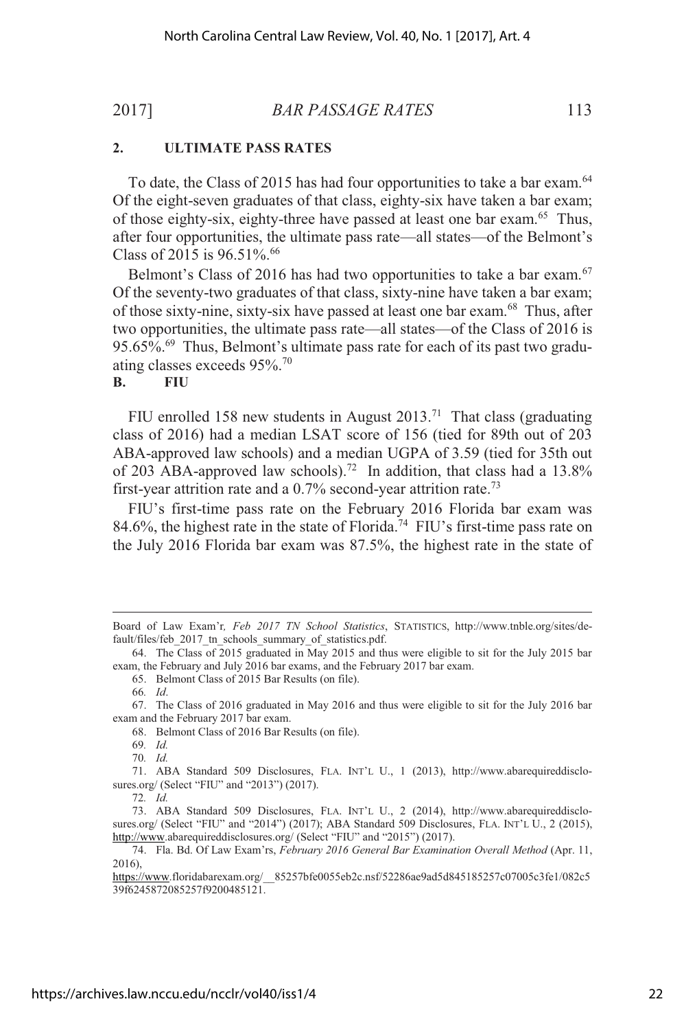### 2. ULTIMATE PASS RATES

To date, the Class of 2015 has had four opportunities to take a bar exam.[64] Of the eight-seven graduates of that class, eighty-six have taken a bar exam; of those eighty-six, eighty-three have passed at least one bar exam.[65] Thus, after four opportunities, the ultimate pass rate—all states—of the Belmont's Class of 2015 is 96.51%.[66]

Belmont's Class of 2016 has had two opportunities to take a bar exam.[67] Of the seventy-two graduates of that class, sixty-nine have taken a bar exam; of those sixty-nine, sixty-six have passed at least one bar exam.[68] Thus, after two opportunities, the ultimate pass rate—all states—of the Class of 2016 is 95.65%.[69] Thus, Belmont's ultimate pass rate for each of its past two graduating classes exceeds 95%.[70]

## B. FIU

FIU enrolled 158 new students in August 2013.[71] That class (graduating class of 2016) had a median LSAT score of 156 (tied for 89th out of 203 ABA-approved law schools) and a median UGPA of 3.59 (tied for 35th out of 203 ABA-approved law schools).[72] In addition, that class had a 13.8% first-year attrition rate and a 0.7% second-year attrition rate.[73]

FIU's first-time pass rate on the February 2016 Florida bar exam was 84.6%, the highest rate in the state of Florida.[74] FIU's first-time pass rate on the July 2016 Florida bar exam was 87.5%, the highest rate in the state of

---

Board of Law Exam'r*, Feb 2017 TN School Statistics*, STATISTICS, http://www.tnble.org/sites/default/files/feb_2017_tn_schools_summary_of_statistics.pdf.

64. The Class of 2015 graduated in May 2015 and thus were eligible to sit for the July 2015 bar exam, the February and July 2016 bar exams, and the February 2017 bar exam.

65. Belmont Class of 2015 Bar Results (on file).

66. *Id*.

67. The Class of 2016 graduated in May 2016 and thus were eligible to sit for the July 2016 bar exam and the February 2017 bar exam.

68. Belmont Class of 2016 Bar Results (on file).

69. *Id.*

70. *Id.*

71. ABA Standard 509 Disclosures, FLA. INT'L U., 1 (2013), http://www.abarequireddisclosures.org/ (Select "FIU" and "2013") (2017).

72. *Id.*

73. ABA Standard 509 Disclosures, FLA. INT'L U., 2 (2014), http://www.abarequireddisclosures.org/ (Select "FIU" and "2014") (2017); ABA Standard 509 Disclosures, FLA. INT'L U., 2 (2015), http://www.abarequireddisclosures.org/ (Select "FIU" and "2015") (2017).

74. Fla. Bd. Of Law Exam'rs, *February 2016 General Bar Examination Overall Method* (Apr. 11, 2016), https://www.floridabarexam.org/__85257bfe0055eb2c.nsf/52286ae9ad5d845185257c07005c3fe1/082c539f6245872085257f9200485121.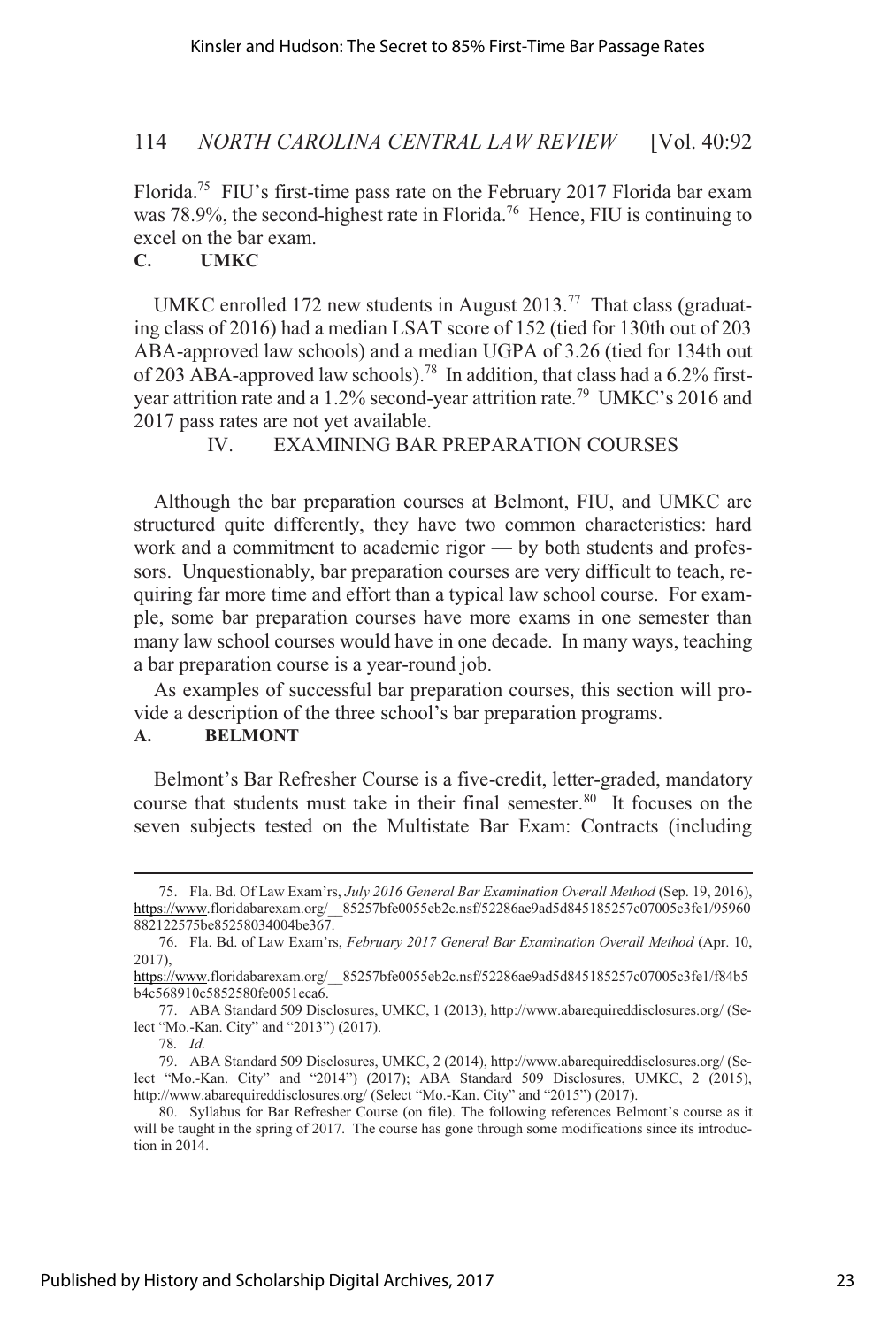Florida.[75] FIU's first-time pass rate on the February 2017 Florida bar exam was 78.9%, the second-highest rate in Florida.[76] Hence, FIU is continuing to excel on the bar exam.

### C. UMKC

UMKC enrolled 172 new students in August 2013.[77] That class (graduating class of 2016) had a median LSAT score of 152 (tied for 130th out of 203 ABA-approved law schools) and a median UGPA of 3.26 (tied for 134th out of 203 ABA-approved law schools).[78] In addition, that class had a 6.2% first-year attrition rate and a 1.2% second-year attrition rate.[79] UMKC's 2016 and 2017 pass rates are not yet available.

## IV. EXAMINING BAR PREPARATION COURSES

Although the bar preparation courses at Belmont, FIU, and UMKC are structured quite differently, they have two common characteristics: hard work and a commitment to academic rigor — by both students and professors. Unquestionably, bar preparation courses are very difficult to teach, requiring far more time and effort than a typical law school course. For example, some bar preparation courses have more exams in one semester than many law school courses would have in one decade. In many ways, teaching a bar preparation course is a year-round job.

As examples of successful bar preparation courses, this section will provide a description of the three school's bar preparation programs.

### A. BELMONT

Belmont's Bar Refresher Course is a five-credit, letter-graded, mandatory course that students must take in their final semester.[80] It focuses on the seven subjects tested on the Multistate Bar Exam: Contracts (including

---

75. Fla. Bd. Of Law Exam'rs, *July 2016 General Bar Examination Overall Method* (Sep. 19, 2016), https://www.floridabarexam.org/__85257bfe0055eb2c.nsf/52286ae9ad5d845185257c07005c3fe1/95960882122575be85258034004be367.

76. Fla. Bd. of Law Exam'rs, *February 2017 General Bar Examination Overall Method* (Apr. 10, 2017), https://www.floridabarexam.org/__85257bfe0055eb2c.nsf/52286ae9ad5d845185257c07005c3fe1/f84b5b4c568910c5852580fe0051eca6.

77. ABA Standard 509 Disclosures, UMKC, 1 (2013), http://www.abarequireddisclosures.org/ (Select "Mo.-Kan. City" and "2013") (2017).

78. *Id.*

79. ABA Standard 509 Disclosures, UMKC, 2 (2014), http://www.abarequireddisclosures.org/ (Select "Mo.-Kan. City" and "2014") (2017); ABA Standard 509 Disclosures, UMKC, 2 (2015), http://www.abarequireddisclosures.org/ (Select "Mo.-Kan. City" and "2015") (2017).

80. Syllabus for Bar Refresher Course (on file). The following references Belmont's course as it will be taught in the spring of 2017. The course has gone through some modifications since its introduction in 2014.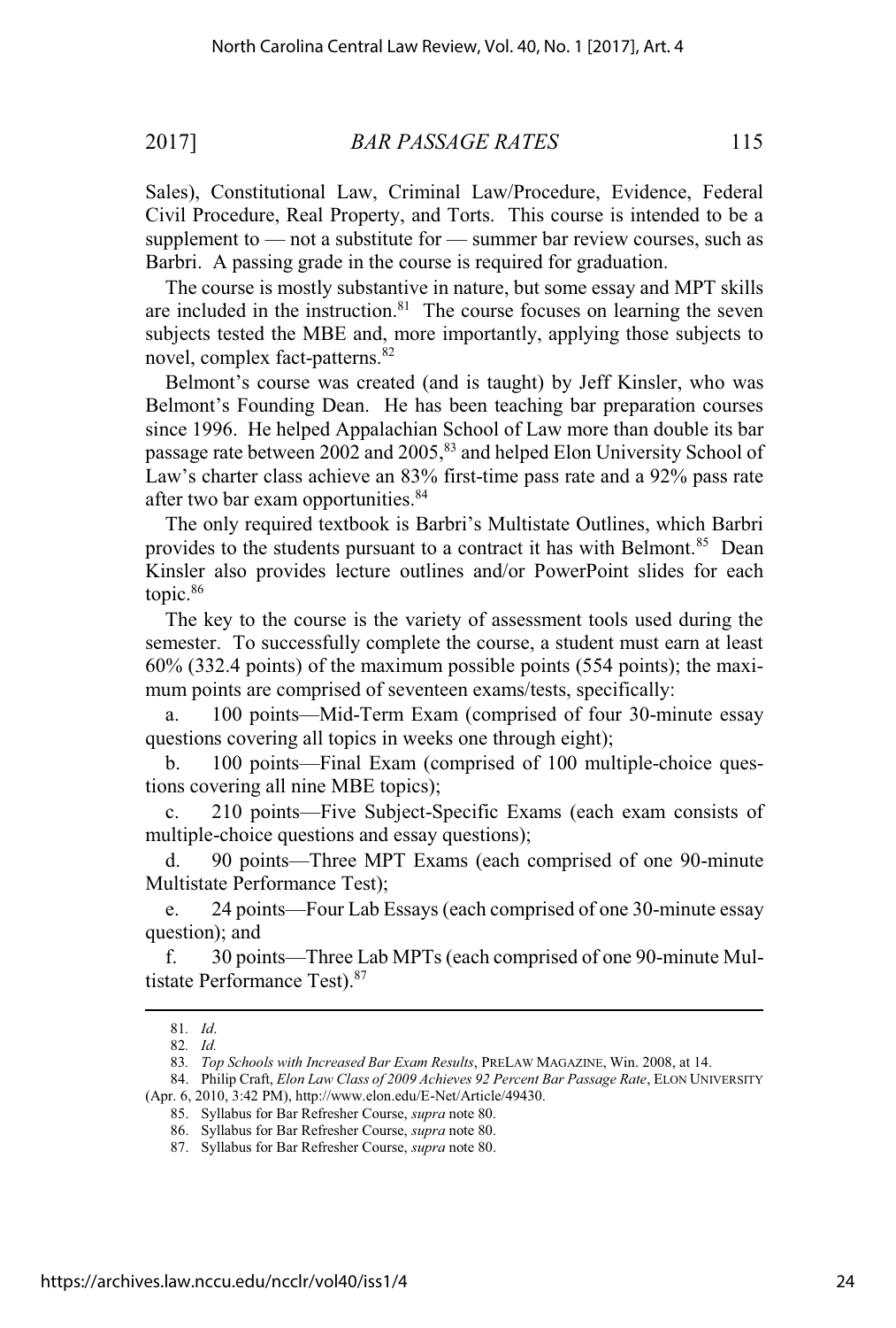Sales), Constitutional Law, Criminal Law/Procedure, Evidence, Federal Civil Procedure, Real Property, and Torts. This course is intended to be a supplement to — not a substitute for — summer bar review courses, such as Barbri. A passing grade in the course is required for graduation.

The course is mostly substantive in nature, but some essay and MPT skills are included in the instruction.[81] The course focuses on learning the seven subjects tested the MBE and, more importantly, applying those subjects to novel, complex fact-patterns.[82]

Belmont's course was created (and is taught) by Jeff Kinsler, who was Belmont's Founding Dean. He has been teaching bar preparation courses since 1996. He helped Appalachian School of Law more than double its bar passage rate between 2002 and 2005,[83] and helped Elon University School of Law's charter class achieve an 83% first-time pass rate and a 92% pass rate after two bar exam opportunities.[84]

The only required textbook is Barbri's Multistate Outlines, which Barbri provides to the students pursuant to a contract it has with Belmont.[85] Dean Kinsler also provides lecture outlines and/or PowerPoint slides for each topic.[86]

The key to the course is the variety of assessment tools used during the semester. To successfully complete the course, a student must earn at least 60% (332.4 points) of the maximum possible points (554 points); the maximum points are comprised of seventeen exams/tests, specifically:

a. 100 points—Mid-Term Exam (comprised of four 30-minute essay questions covering all topics in weeks one through eight);

b. 100 points—Final Exam (comprised of 100 multiple-choice questions covering all nine MBE topics);

c. 210 points—Five Subject-Specific Exams (each exam consists of multiple-choice questions and essay questions);

d. 90 points—Three MPT Exams (each comprised of one 90-minute Multistate Performance Test);

e. 24 points—Four Lab Essays (each comprised of one 30-minute essay question); and

f. 30 points—Three Lab MPTs (each comprised of one 90-minute Multistate Performance Test).[87]

---

81. *Id*.

82. *Id.*

83. *Top Schools with Increased Bar Exam Results*, PRELAW MAGAZINE, Win. 2008, at 14.

84. Philip Craft, *Elon Law Class of 2009 Achieves 92 Percent Bar Passage Rate*, ELON UNIVERSITY (Apr. 6, 2010, 3:42 PM), http://www.elon.edu/E-Net/Article/49430.

85. Syllabus for Bar Refresher Course, *supra* note 80.

86. Syllabus for Bar Refresher Course, *supra* note 80.

87. Syllabus for Bar Refresher Course, *supra* note 80.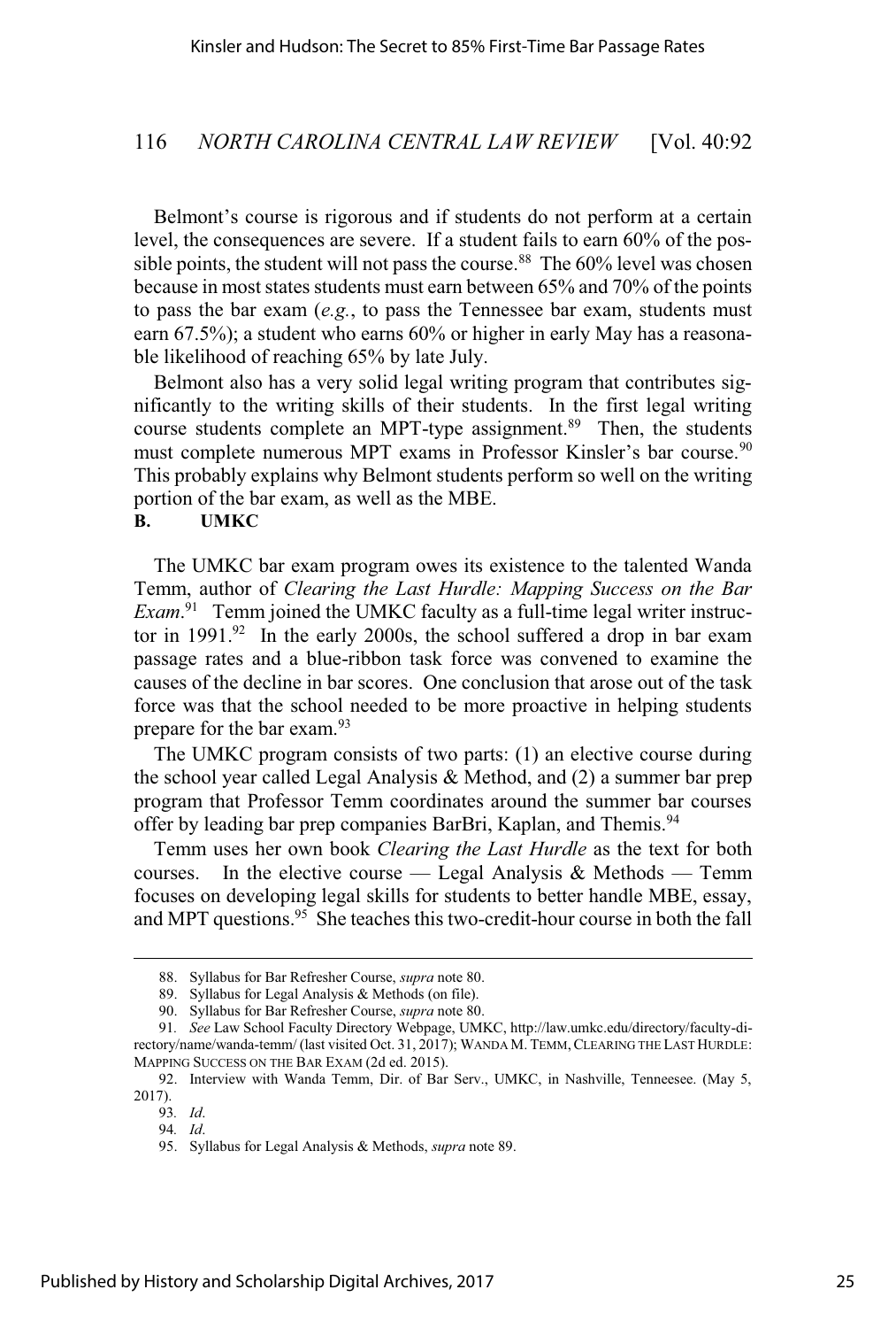Belmont's course is rigorous and if students do not perform at a certain level, the consequences are severe. If a student fails to earn 60% of the possible points, the student will not pass the course.[88] The 60% level was chosen because in most states students must earn between 65% and 70% of the points to pass the bar exam (*e.g.*, to pass the Tennessee bar exam, students must earn 67.5%); a student who earns 60% or higher in early May has a reasonable likelihood of reaching 65% by late July.

Belmont also has a very solid legal writing program that contributes significantly to the writing skills of their students. In the first legal writing course students complete an MPT-type assignment.[89] Then, the students must complete numerous MPT exams in Professor Kinsler's bar course.[90] This probably explains why Belmont students perform so well on the writing portion of the bar exam, as well as the MBE.

**B. UMKC**

The UMKC bar exam program owes its existence to the talented Wanda Temm, author of *Clearing the Last Hurdle: Mapping Success on the Bar Exam*.[91] Temm joined the UMKC faculty as a full-time legal writer instructor in 1991.[92] In the early 2000s, the school suffered a drop in bar exam passage rates and a blue-ribbon task force was convened to examine the causes of the decline in bar scores. One conclusion that arose out of the task force was that the school needed to be more proactive in helping students prepare for the bar exam.[93]

The UMKC program consists of two parts: (1) an elective course during the school year called Legal Analysis & Method, and (2) a summer bar prep program that Professor Temm coordinates around the summer bar courses offer by leading bar prep companies BarBri, Kaplan, and Themis.[94]

Temm uses her own book *Clearing the Last Hurdle* as the text for both courses. In the elective course — Legal Analysis & Methods — Temm focuses on developing legal skills for students to better handle MBE, essay, and MPT questions.[95] She teaches this two-credit-hour course in both the fall

---

88. Syllabus for Bar Refresher Course, *supra* note 80.

89. Syllabus for Legal Analysis & Methods (on file).

90. Syllabus for Bar Refresher Course, *supra* note 80.

91. *See* Law School Faculty Directory Webpage, UMKC, http://law.umkc.edu/directory/faculty-directory/name/wanda-temm/ (last visited Oct. 31, 2017); WANDA M. TEMM, CLEARING THE LAST HURDLE: MAPPING SUCCESS ON THE BAR EXAM (2d ed. 2015).

92. Interview with Wanda Temm, Dir. of Bar Serv., UMKC, in Nashville, Tenneesee. (May 5, 2017).

93. *Id*.

94. *Id*.

95. Syllabus for Legal Analysis & Methods, *supra* note 89.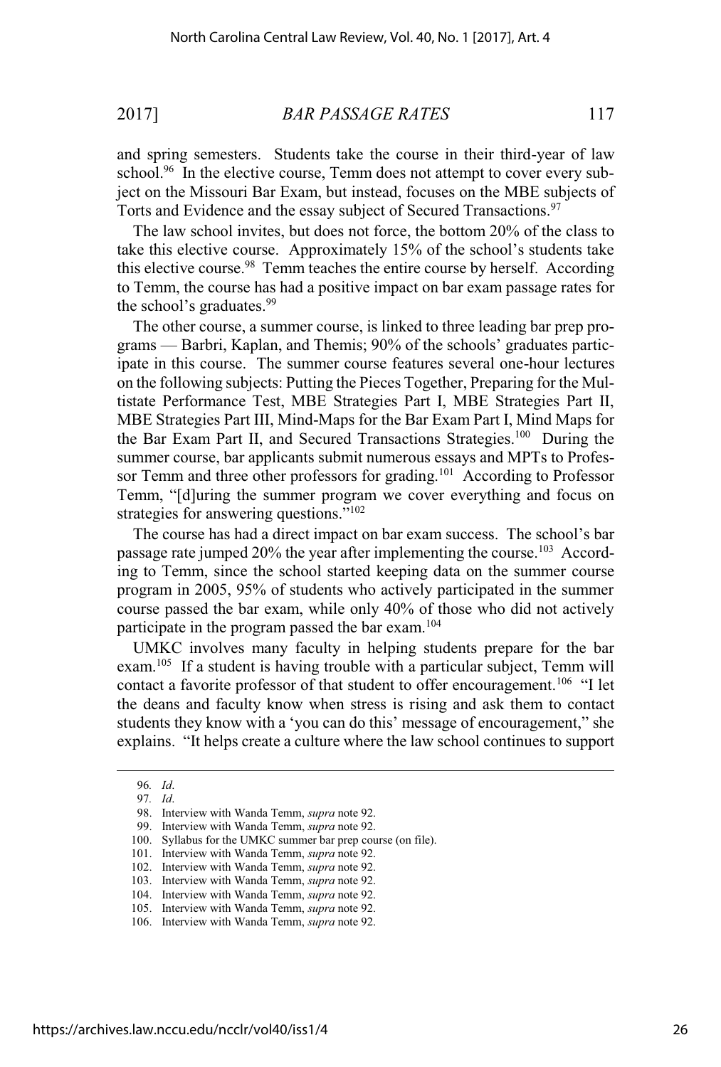and spring semesters. Students take the course in their third-year of law school.[96] In the elective course, Temm does not attempt to cover every subject on the Missouri Bar Exam, but instead, focuses on the MBE subjects of Torts and Evidence and the essay subject of Secured Transactions.[97]

The law school invites, but does not force, the bottom 20% of the class to take this elective course. Approximately 15% of the school's students take this elective course.[98] Temm teaches the entire course by herself. According to Temm, the course has had a positive impact on bar exam passage rates for the school's graduates.[99]

The other course, a summer course, is linked to three leading bar prep programs — Barbri, Kaplan, and Themis; 90% of the schools' graduates participate in this course. The summer course features several one-hour lectures on the following subjects: Putting the Pieces Together, Preparing for the Multistate Performance Test, MBE Strategies Part I, MBE Strategies Part II, MBE Strategies Part III, Mind-Maps for the Bar Exam Part I, Mind Maps for the Bar Exam Part II, and Secured Transactions Strategies.[100] During the summer course, bar applicants submit numerous essays and MPTs to Professor Temm and three other professors for grading.[101] According to Professor Temm, "[d]uring the summer program we cover everything and focus on strategies for answering questions."[102]

The course has had a direct impact on bar exam success. The school's bar passage rate jumped 20% the year after implementing the course.[103] According to Temm, since the school started keeping data on the summer course program in 2005, 95% of students who actively participated in the summer course passed the bar exam, while only 40% of those who did not actively participate in the program passed the bar exam.[104]

UMKC involves many faculty in helping students prepare for the bar exam.[105] If a student is having trouble with a particular subject, Temm will contact a favorite professor of that student to offer encouragement.[106] "I let the deans and faculty know when stress is rising and ask them to contact students they know with a 'you can do this' message of encouragement," she explains. "It helps create a culture where the law school continues to support

---

96. *Id*.
97. *Id*.
98. Interview with Wanda Temm, *supra* note 92.
99. Interview with Wanda Temm, *supra* note 92.
100. Syllabus for the UMKC summer bar prep course (on file).
101. Interview with Wanda Temm, *supra* note 92.
102. Interview with Wanda Temm, *supra* note 92.
103. Interview with Wanda Temm, *supra* note 92.
104. Interview with Wanda Temm, *supra* note 92.
105. Interview with Wanda Temm, *supra* note 92.
106. Interview with Wanda Temm, *supra* note 92.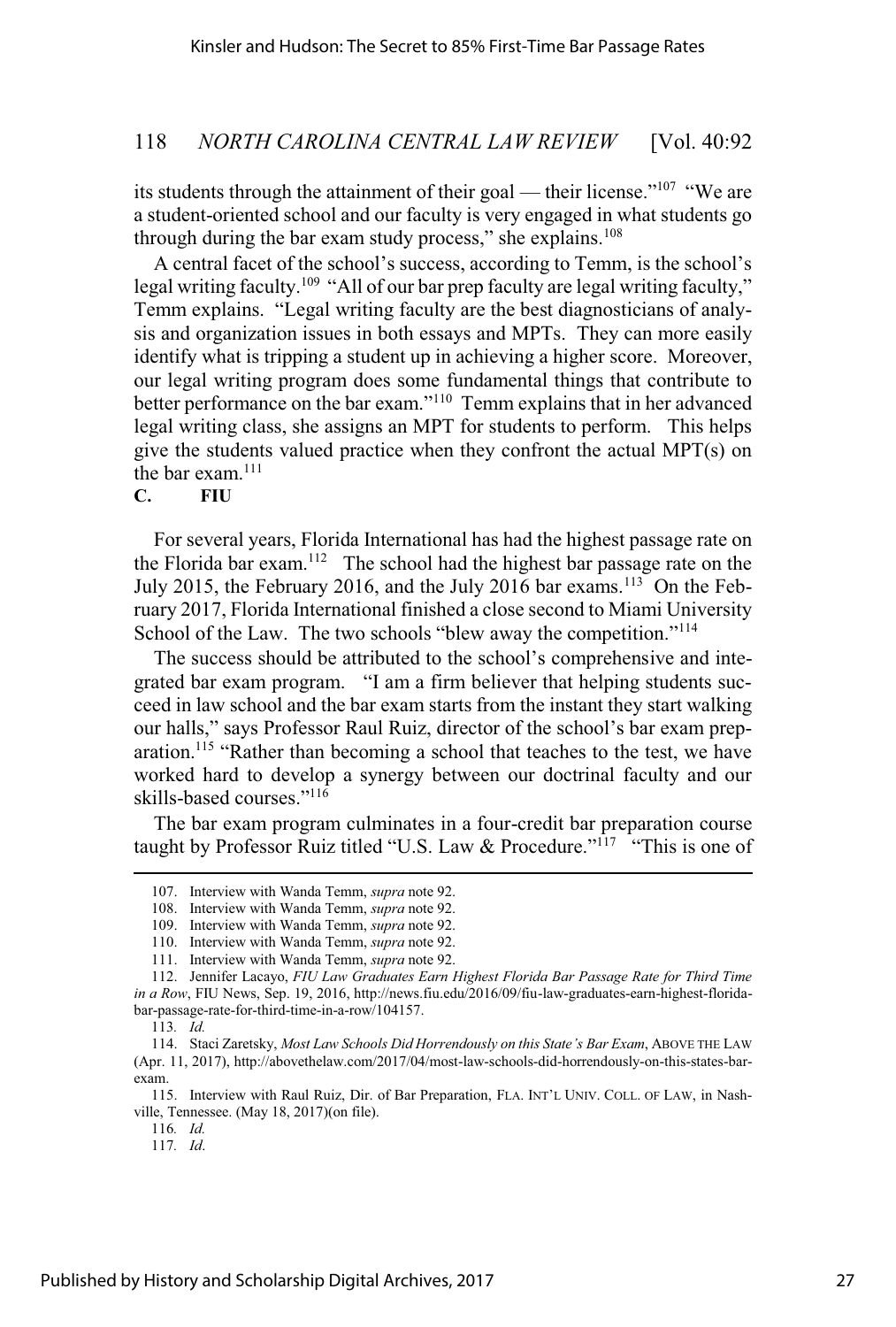its students through the attainment of their goal — their license."[107] "We are a student-oriented school and our faculty is very engaged in what students go through during the bar exam study process," she explains.[108]

A central facet of the school's success, according to Temm, is the school's legal writing faculty.[109] "All of our bar prep faculty are legal writing faculty," Temm explains. "Legal writing faculty are the best diagnosticians of analysis and organization issues in both essays and MPTs. They can more easily identify what is tripping a student up in achieving a higher score. Moreover, our legal writing program does some fundamental things that contribute to better performance on the bar exam."[110] Temm explains that in her advanced legal writing class, she assigns an MPT for students to perform. This helps give the students valued practice when they confront the actual MPT(s) on the bar exam.[111]

### C. FIU

For several years, Florida International has had the highest passage rate on the Florida bar exam.[112] The school had the highest bar passage rate on the July 2015, the February 2016, and the July 2016 bar exams.[113] On the February 2017, Florida International finished a close second to Miami University School of the Law. The two schools "blew away the competition."[114]

The success should be attributed to the school's comprehensive and integrated bar exam program. "I am a firm believer that helping students succeed in law school and the bar exam starts from the instant they start walking our halls," says Professor Raul Ruiz, director of the school's bar exam preparation.[115] "Rather than becoming a school that teaches to the test, we have worked hard to develop a synergy between our doctrinal faculty and our skills-based courses."[116]

The bar exam program culminates in a four-credit bar preparation course taught by Professor Ruiz titled "U.S. Law & Procedure."[117] "This is one of

---

107. Interview with Wanda Temm, *supra* note 92.

108. Interview with Wanda Temm, *supra* note 92.

109. Interview with Wanda Temm, *supra* note 92.

110. Interview with Wanda Temm, *supra* note 92.

111. Interview with Wanda Temm, *supra* note 92.

112. Jennifer Lacayo, *FIU Law Graduates Earn Highest Florida Bar Passage Rate for Third Time in a Row*, FIU News, Sep. 19, 2016, http://news.fiu.edu/2016/09/fiu-law-graduates-earn-highest-florida-bar-passage-rate-for-third-time-in-a-row/104157.

113. *Id.*

114. Staci Zaretsky, *Most Law Schools Did Horrendously on this State's Bar Exam*, ABOVE THE LAW (Apr. 11, 2017), http://abovethelaw.com/2017/04/most-law-schools-did-horrendously-on-this-states-bar-exam.

115. Interview with Raul Ruiz, Dir. of Bar Preparation, FLA. INT'L UNIV. COLL. OF LAW, in Nashville, Tennessee. (May 18, 2017)(on file).

116. *Id.*

117. *Id*.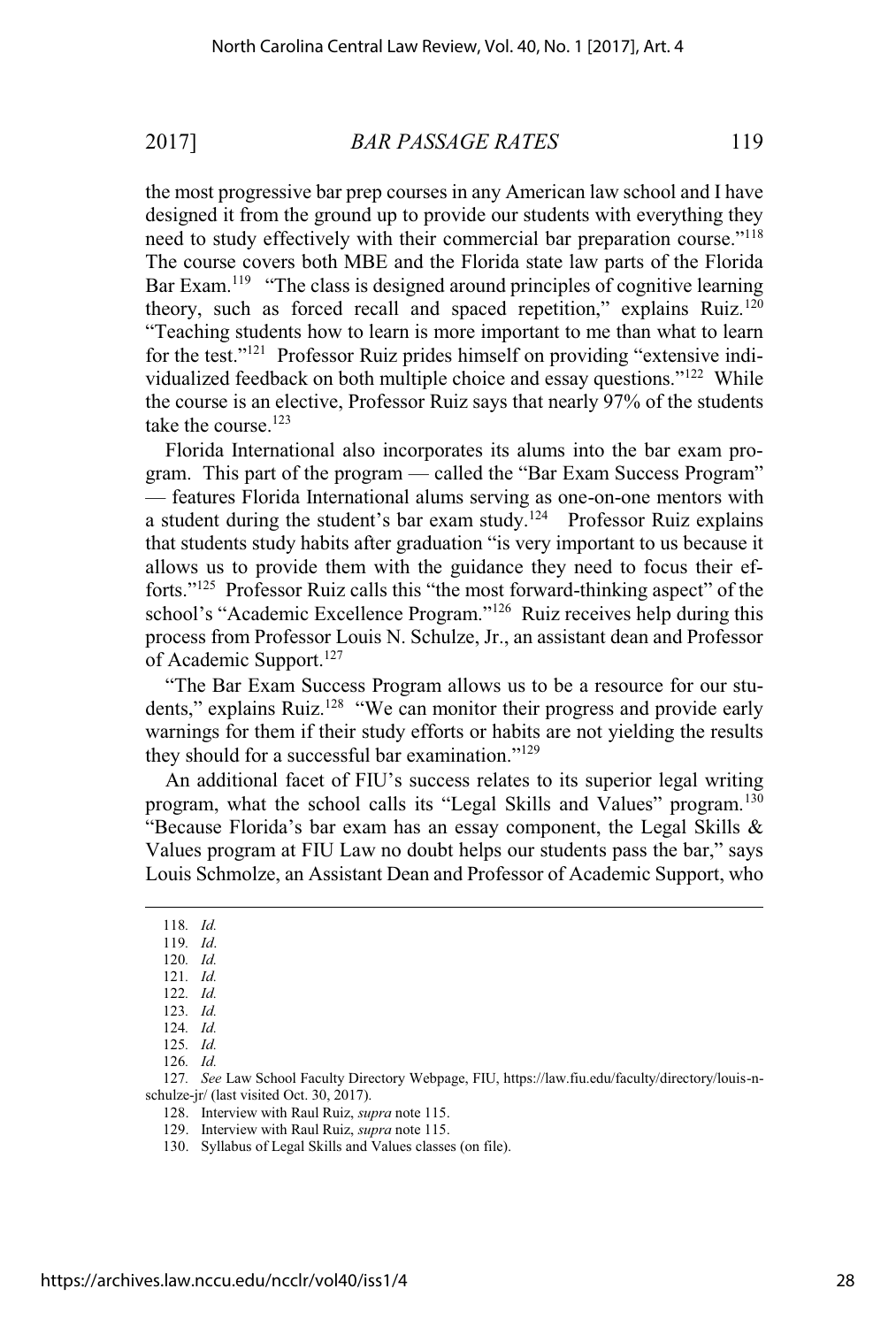the most progressive bar prep courses in any American law school and I have designed it from the ground up to provide our students with everything they need to study effectively with their commercial bar preparation course."[118] The course covers both MBE and the Florida state law parts of the Florida Bar Exam.[119] "The class is designed around principles of cognitive learning theory, such as forced recall and spaced repetition," explains Ruiz.[120] "Teaching students how to learn is more important to me than what to learn for the test."[121] Professor Ruiz prides himself on providing "extensive individualized feedback on both multiple choice and essay questions."[122] While the course is an elective, Professor Ruiz says that nearly 97% of the students take the course.[123]

Florida International also incorporates its alums into the bar exam program. This part of the program — called the "Bar Exam Success Program" — features Florida International alums serving as one-on-one mentors with a student during the student's bar exam study.[124] Professor Ruiz explains that students study habits after graduation "is very important to us because it allows us to provide them with the guidance they need to focus their efforts."[125] Professor Ruiz calls this "the most forward-thinking aspect" of the school's "Academic Excellence Program."[126] Ruiz receives help during this process from Professor Louis N. Schulze, Jr., an assistant dean and Professor of Academic Support.[127]

"The Bar Exam Success Program allows us to be a resource for our students," explains Ruiz.[128] "We can monitor their progress and provide early warnings for them if their study efforts or habits are not yielding the results they should for a successful bar examination."[129]

An additional facet of FIU's success relates to its superior legal writing program, what the school calls its "Legal Skills and Values" program.[130] "Because Florida's bar exam has an essay component, the Legal Skills & Values program at FIU Law no doubt helps our students pass the bar," says Louis Schmolze, an Assistant Dean and Professor of Academic Support, who

---

118. *Id.*

119. *Id*.

120. *Id.*

121. *Id.*

122. *Id.*

123. *Id.*

124. *Id.*

125. *Id.*

126. *Id.*

127. *See* Law School Faculty Directory Webpage, FIU, https://law.fiu.edu/faculty/directory/louis-n-schulze-jr/ (last visited Oct. 30, 2017).

128. Interview with Raul Ruiz, *supra* note 115.

129. Interview with Raul Ruiz, *supra* note 115.

130. Syllabus of Legal Skills and Values classes (on file).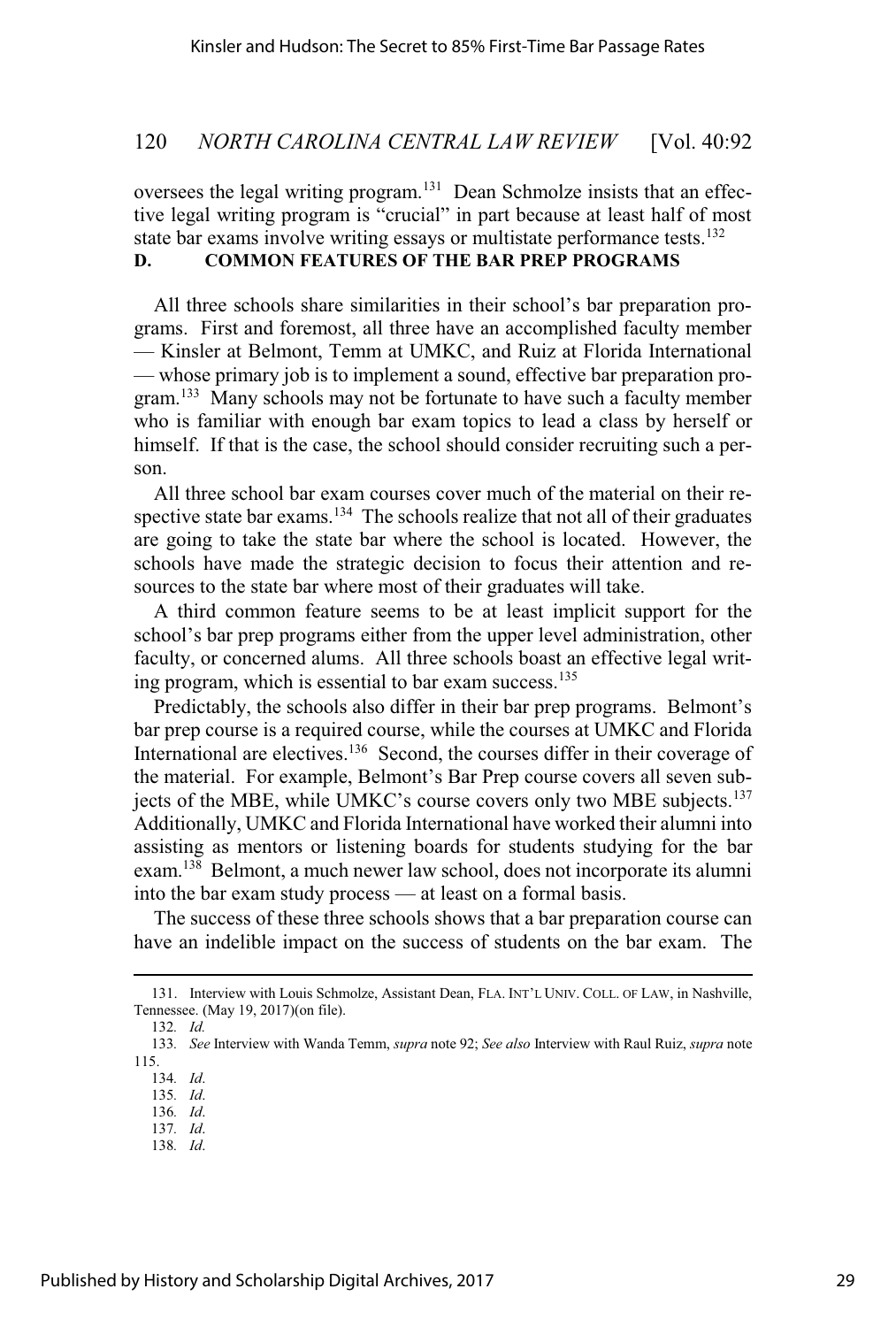oversees the legal writing program.[131] Dean Schmolze insists that an effective legal writing program is "crucial" in part because at least half of most state bar exams involve writing essays or multistate performance tests.[132]

### D. COMMON FEATURES OF THE BAR PREP PROGRAMS

All three schools share similarities in their school's bar preparation programs. First and foremost, all three have an accomplished faculty member — Kinsler at Belmont, Temm at UMKC, and Ruiz at Florida International — whose primary job is to implement a sound, effective bar preparation program.[133] Many schools may not be fortunate to have such a faculty member who is familiar with enough bar exam topics to lead a class by herself or himself. If that is the case, the school should consider recruiting such a person.

All three school bar exam courses cover much of the material on their respective state bar exams.[134] The schools realize that not all of their graduates are going to take the state bar where the school is located. However, the schools have made the strategic decision to focus their attention and resources to the state bar where most of their graduates will take.

A third common feature seems to be at least implicit support for the school's bar prep programs either from the upper level administration, other faculty, or concerned alums. All three schools boast an effective legal writing program, which is essential to bar exam success.[135]

Predictably, the schools also differ in their bar prep programs. Belmont's bar prep course is a required course, while the courses at UMKC and Florida International are electives.[136] Second, the courses differ in their coverage of the material. For example, Belmont's Bar Prep course covers all seven subjects of the MBE, while UMKC's course covers only two MBE subjects.[137] Additionally, UMKC and Florida International have worked their alumni into assisting as mentors or listening boards for students studying for the bar exam.[138] Belmont, a much newer law school, does not incorporate its alumni into the bar exam study process — at least on a formal basis.

The success of these three schools shows that a bar preparation course can have an indelible impact on the success of students on the bar exam. The

---

131. Interview with Louis Schmolze, Assistant Dean, FLA. INT'L UNIV. COLL. OF LAW, in Nashville, Tennessee. (May 19, 2017)(on file).

132. *Id.*

133. *See* Interview with Wanda Temm, *supra* note 92; *See also* Interview with Raul Ruiz, *supra* note 115.

134. *Id*.

135. *Id*.

136. *Id*.

137. *Id*.

138. *Id*.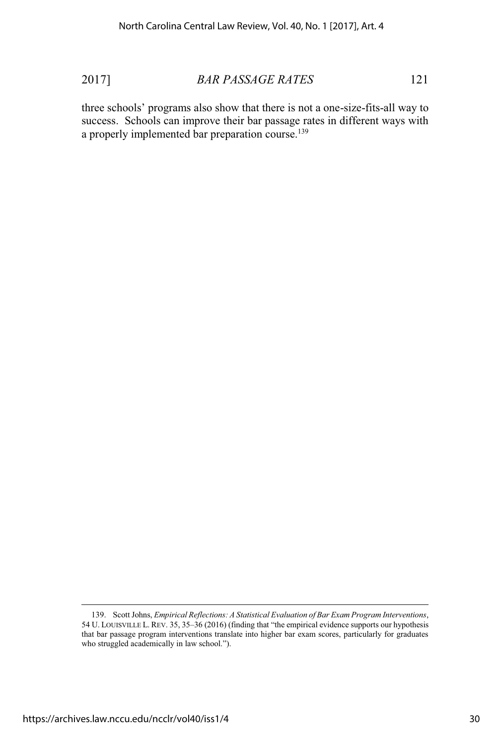three schools' programs also show that there is not a one-size-fits-all way to success. Schools can improve their bar passage rates in different ways with a properly implemented bar preparation course.[139]

---

139. Scott Johns, *Empirical Reflections: A Statistical Evaluation of Bar Exam Program Interventions*, 54 U. LOUISVILLE L. REV. 35, 35–36 (2016) (finding that "the empirical evidence supports our hypothesis that bar passage program interventions translate into higher bar exam scores, particularly for graduates who struggled academically in law school.").